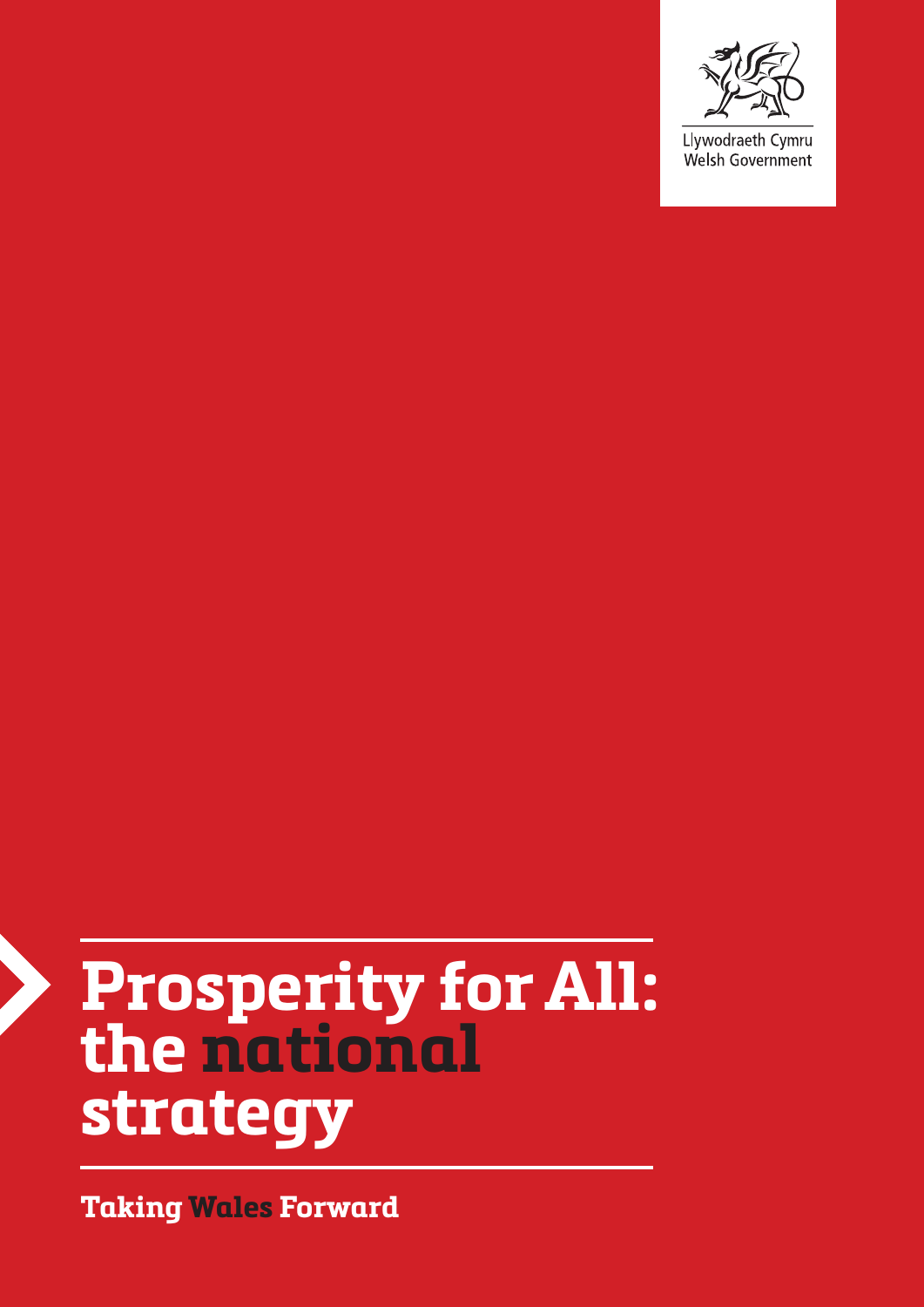Llywodraeth Cymru
Welsh Government

# Prosperity for All: the national strategy

**Taking Wales Forward**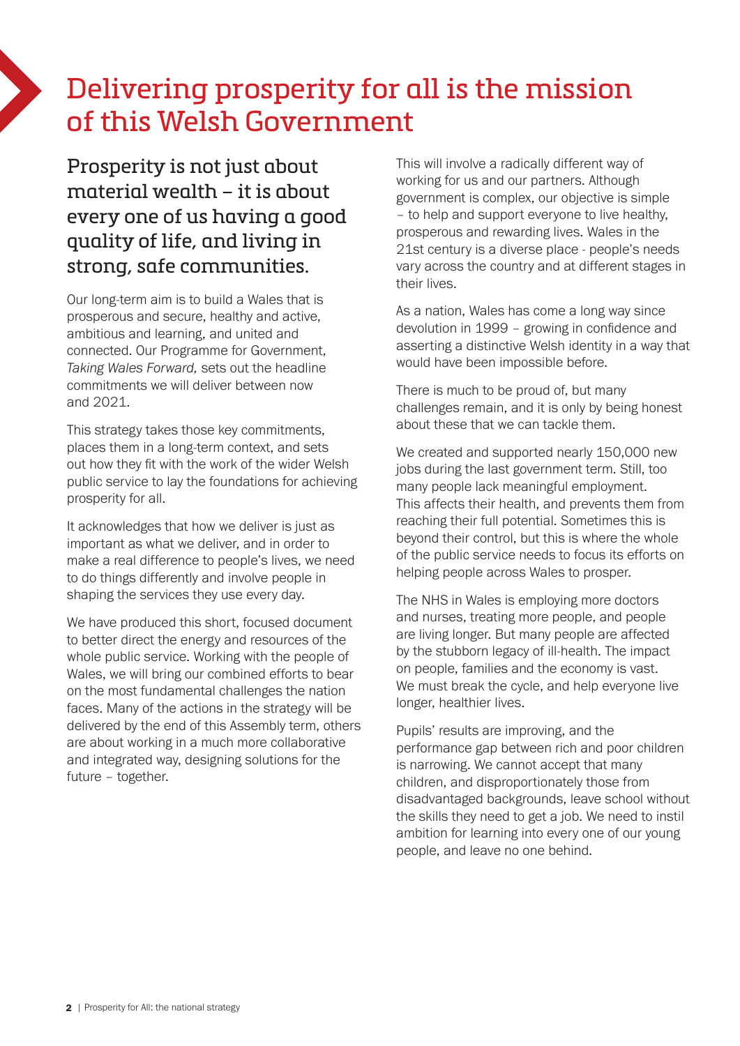# Delivering prosperity for all is the mission of this Welsh Government

## Prosperity is not just about material wealth – it is about every one of us having a good quality of life, and living in strong, safe communities.

Our long-term aim is to build a Wales that is prosperous and secure, healthy and active, ambitious and learning, and united and connected. Our Programme for Government, *Taking Wales Forward,* sets out the headline commitments we will deliver between now and 2021.

This strategy takes those key commitments, places them in a long-term context, and sets out how they fit with the work of the wider Welsh public service to lay the foundations for achieving prosperity for all.

It acknowledges that how we deliver is just as important as what we deliver, and in order to make a real difference to people's lives, we need to do things differently and involve people in shaping the services they use every day.

We have produced this short, focused document to better direct the energy and resources of the whole public service. Working with the people of Wales, we will bring our combined efforts to bear on the most fundamental challenges the nation faces. Many of the actions in the strategy will be delivered by the end of this Assembly term, others are about working in a much more collaborative and integrated way, designing solutions for the future – together.

This will involve a radically different way of working for us and our partners. Although government is complex, our objective is simple – to help and support everyone to live healthy, prosperous and rewarding lives. Wales in the 21st century is a diverse place - people's needs vary across the country and at different stages in their lives.

As a nation, Wales has come a long way since devolution in 1999 – growing in confidence and asserting a distinctive Welsh identity in a way that would have been impossible before.

There is much to be proud of, but many challenges remain, and it is only by being honest about these that we can tackle them.

We created and supported nearly 150,000 new jobs during the last government term. Still, too many people lack meaningful employment. This affects their health, and prevents them from reaching their full potential. Sometimes this is beyond their control, but this is where the whole of the public service needs to focus its efforts on helping people across Wales to prosper.

The NHS in Wales is employing more doctors and nurses, treating more people, and people are living longer. But many people are affected by the stubborn legacy of ill-health. The impact on people, families and the economy is vast. We must break the cycle, and help everyone live longer, healthier lives.

Pupils' results are improving, and the performance gap between rich and poor children is narrowing. We cannot accept that many children, and disproportionately those from disadvantaged backgrounds, leave school without the skills they need to get a job. We need to instil ambition for learning into every one of our young people, and leave no one behind.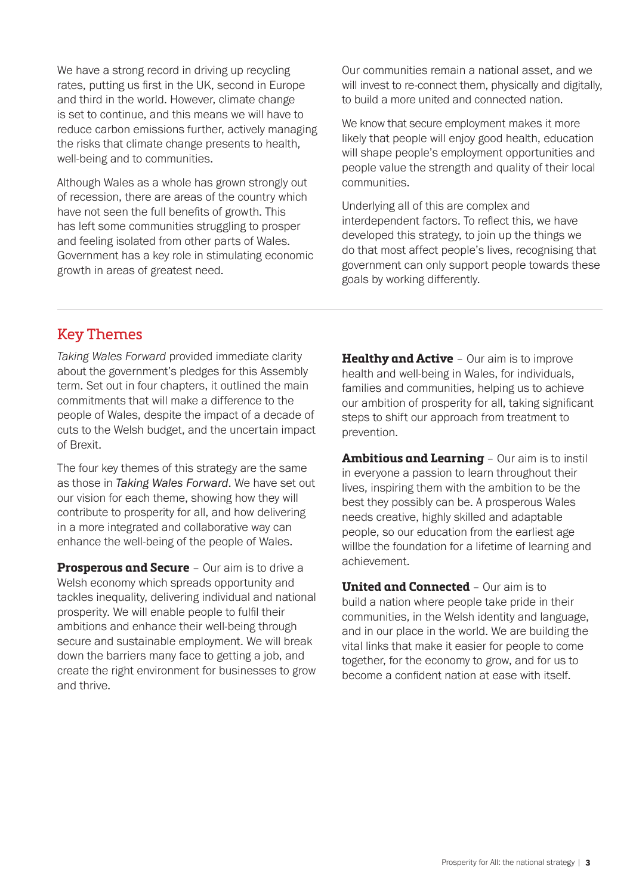We have a strong record in driving up recycling rates, putting us first in the UK, second in Europe and third in the world. However, climate change is set to continue, and this means we will have to reduce carbon emissions further, actively managing the risks that climate change presents to health, well-being and to communities.

Although Wales as a whole has grown strongly out of recession, there are areas of the country which have not seen the full benefits of growth. This has left some communities struggling to prosper and feeling isolated from other parts of Wales. Government has a key role in stimulating economic growth in areas of greatest need.

Our communities remain a national asset, and we will invest to re-connect them, physically and digitally, to build a more united and connected nation.

We know that secure employment makes it more likely that people will enjoy good health, education will shape people's employment opportunities and people value the strength and quality of their local communities.

Underlying all of this are complex and interdependent factors. To reflect this, we have developed this strategy, to join up the things we do that most affect people's lives, recognising that government can only support people towards these goals by working differently.

## Key Themes

*Taking Wales Forward* provided immediate clarity about the government's pledges for this Assembly term. Set out in four chapters, it outlined the main commitments that will make a difference to the people of Wales, despite the impact of a decade of cuts to the Welsh budget, and the uncertain impact of Brexit.

The four key themes of this strategy are the same as those in *Taking Wales Forward*. We have set out our vision for each theme, showing how they will contribute to prosperity for all, and how delivering in a more integrated and collaborative way can enhance the well-being of the people of Wales.

**Prosperous and Secure** – Our aim is to drive a Welsh economy which spreads opportunity and tackles inequality, delivering individual and national prosperity. We will enable people to fulfil their ambitions and enhance their well-being through secure and sustainable employment. We will break down the barriers many face to getting a job, and create the right environment for businesses to grow and thrive.

**Healthy and Active** – Our aim is to improve health and well-being in Wales, for individuals, families and communities, helping us to achieve our ambition of prosperity for all, taking significant steps to shift our approach from treatment to prevention.

**Ambitious and Learning** – Our aim is to instil in everyone a passion to learn throughout their lives, inspiring them with the ambition to be the best they possibly can be. A prosperous Wales needs creative, highly skilled and adaptable people, so our education from the earliest age willbe the foundation for a lifetime of learning and achievement.

**United and Connected** – Our aim is to build a nation where people take pride in their communities, in the Welsh identity and language, and in our place in the world. We are building the vital links that make it easier for people to come together, for the economy to grow, and for us to become a confident nation at ease with itself.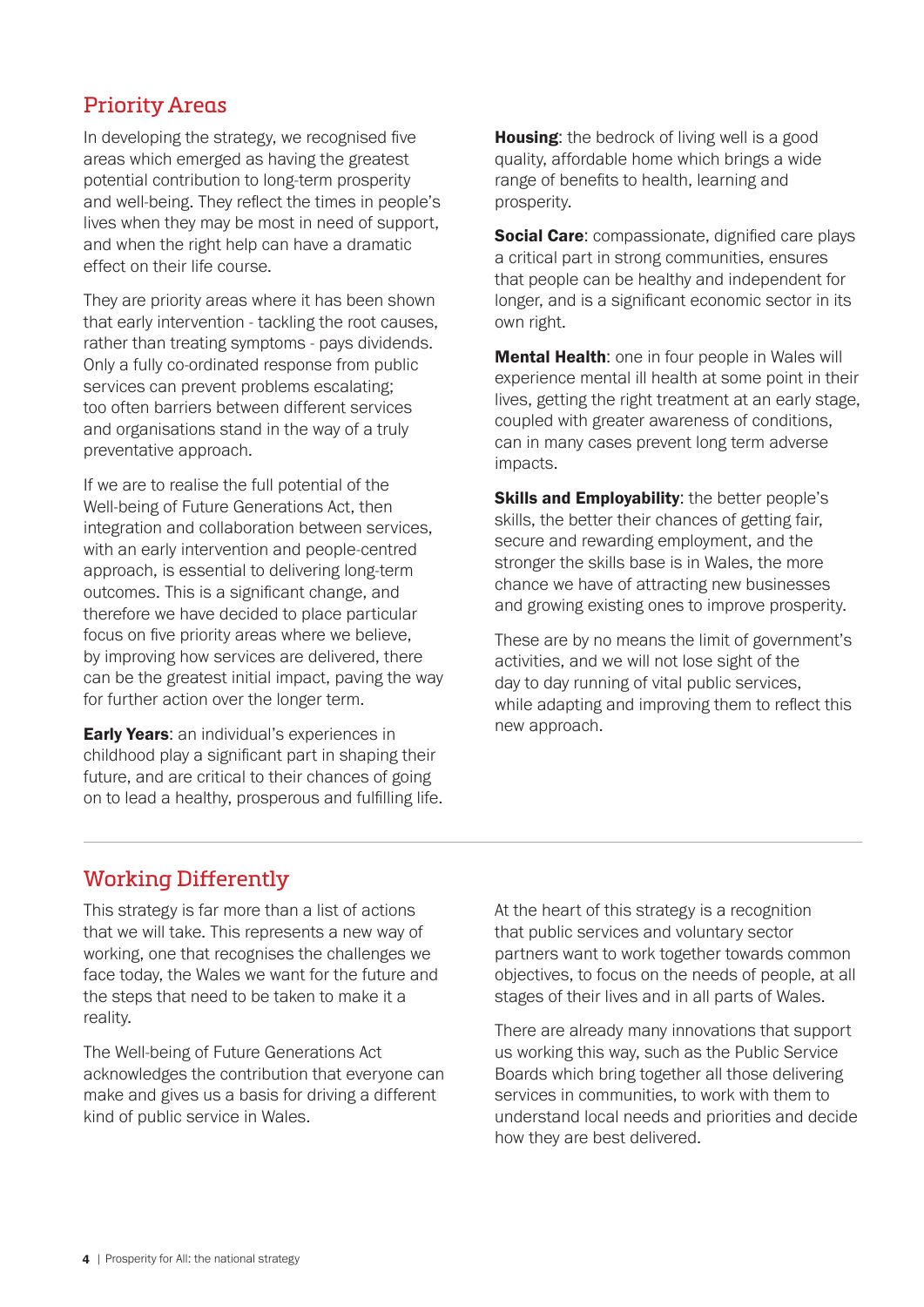## Priority Areas

In developing the strategy, we recognised five areas which emerged as having the greatest potential contribution to long-term prosperity and well-being. They reflect the times in people's lives when they may be most in need of support, and when the right help can have a dramatic effect on their life course.

They are priority areas where it has been shown that early intervention - tackling the root causes, rather than treating symptoms - pays dividends. Only a fully co-ordinated response from public services can prevent problems escalating; too often barriers between different services and organisations stand in the way of a truly preventative approach.

If we are to realise the full potential of the Well-being of Future Generations Act, then integration and collaboration between services, with an early intervention and people-centred approach, is essential to delivering long-term outcomes. This is a significant change, and therefore we have decided to place particular focus on five priority areas where we believe, by improving how services are delivered, there can be the greatest initial impact, paving the way for further action over the longer term.

**Early Years**: an individual's experiences in childhood play a significant part in shaping their future, and are critical to their chances of going on to lead a healthy, prosperous and fulfilling life.

**Housing**: the bedrock of living well is a good quality, affordable home which brings a wide range of benefits to health, learning and prosperity.

**Social Care**: compassionate, dignified care plays a critical part in strong communities, ensures that people can be healthy and independent for longer, and is a significant economic sector in its own right.

**Mental Health**: one in four people in Wales will experience mental ill health at some point in their lives, getting the right treatment at an early stage, coupled with greater awareness of conditions, can in many cases prevent long term adverse impacts.

**Skills and Employability**: the better people's skills, the better their chances of getting fair, secure and rewarding employment, and the stronger the skills base is in Wales, the more chance we have of attracting new businesses and growing existing ones to improve prosperity.

These are by no means the limit of government's activities, and we will not lose sight of the day to day running of vital public services, while adapting and improving them to reflect this new approach.

## Working Differently

This strategy is far more than a list of actions that we will take. This represents a new way of working, one that recognises the challenges we face today, the Wales we want for the future and the steps that need to be taken to make it a reality.

The Well-being of Future Generations Act acknowledges the contribution that everyone can make and gives us a basis for driving a different kind of public service in Wales.

At the heart of this strategy is a recognition that public services and voluntary sector partners want to work together towards common objectives, to focus on the needs of people, at all stages of their lives and in all parts of Wales.

There are already many innovations that support us working this way, such as the Public Service Boards which bring together all those delivering services in communities, to work with them to understand local needs and priorities and decide how they are best delivered.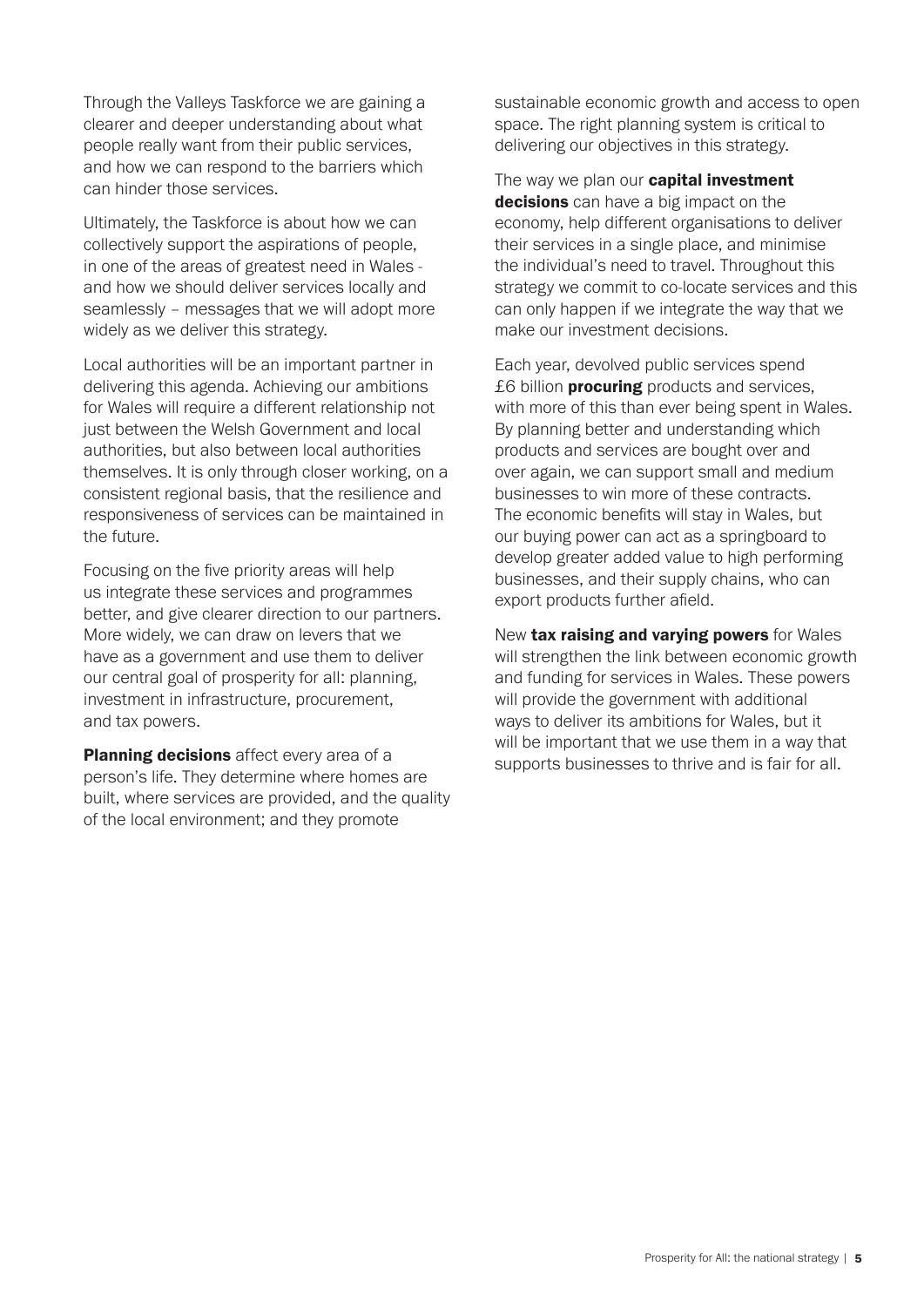Through the Valleys Taskforce we are gaining a clearer and deeper understanding about what people really want from their public services, and how we can respond to the barriers which can hinder those services.

Ultimately, the Taskforce is about how we can collectively support the aspirations of people, in one of the areas of greatest need in Wales - and how we should deliver services locally and seamlessly – messages that we will adopt more widely as we deliver this strategy.

Local authorities will be an important partner in delivering this agenda. Achieving our ambitions for Wales will require a different relationship not just between the Welsh Government and local authorities, but also between local authorities themselves. It is only through closer working, on a consistent regional basis, that the resilience and responsiveness of services can be maintained in the future.

Focusing on the five priority areas will help us integrate these services and programmes better, and give clearer direction to our partners. More widely, we can draw on levers that we have as a government and use them to deliver our central goal of prosperity for all: planning, investment in infrastructure, procurement, and tax powers.

**Planning decisions** affect every area of a person's life. They determine where homes are built, where services are provided, and the quality of the local environment; and they promote sustainable economic growth and access to open space. The right planning system is critical to delivering our objectives in this strategy.

The way we plan our **capital investment decisions** can have a big impact on the economy, help different organisations to deliver their services in a single place, and minimise the individual's need to travel. Throughout this strategy we commit to co-locate services and this can only happen if we integrate the way that we make our investment decisions.

Each year, devolved public services spend £6 billion **procuring** products and services, with more of this than ever being spent in Wales. By planning better and understanding which products and services are bought over and over again, we can support small and medium businesses to win more of these contracts. The economic benefits will stay in Wales, but our buying power can act as a springboard to develop greater added value to high performing businesses, and their supply chains, who can export products further afield.

New **tax raising and varying powers** for Wales will strengthen the link between economic growth and funding for services in Wales. These powers will provide the government with additional ways to deliver its ambitions for Wales, but it will be important that we use them in a way that supports businesses to thrive and is fair for all.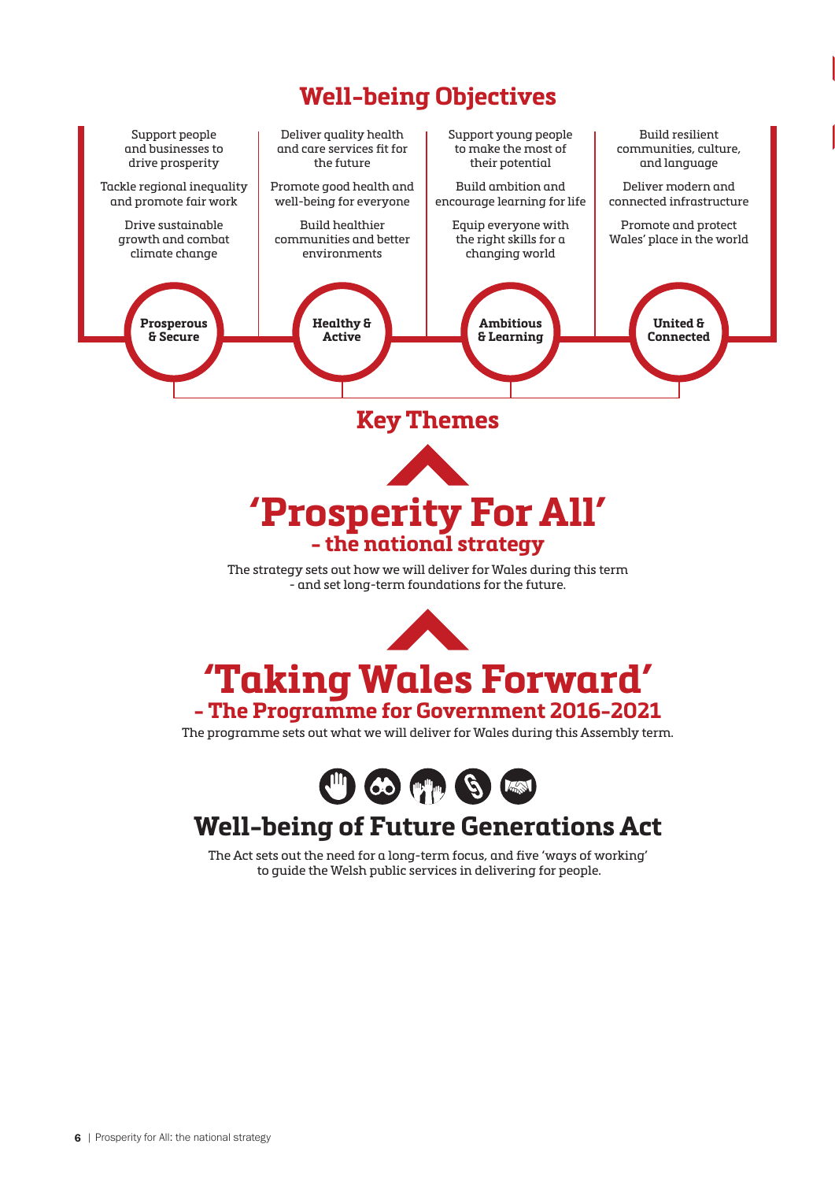## Well-being Objectives

| Prosperous & Secure | Healthy & Active | Ambitious & Learning | United & Connected |
|---|---|---|---|
| Support people and businesses to drive prosperity | Deliver quality health and care services fit for the future | Support young people to make the most of their potential | Build resilient communities, culture, and language |
| Tackle regional inequality and promote fair work | Promote good health and well-being for everyone | Build ambition and encourage learning for life | Deliver modern and connected infrastructure |
| Drive sustainable growth and combat climate change | Build healthier communities and better environments | Equip everyone with the right skills for a changing world | Promote and protect Wales' place in the world |

## Key Themes

# 'Prosperity For All'
## - the national strategy

The strategy sets out how we will deliver for Wales during this term - and set long-term foundations for the future.

# 'Taking Wales Forward'
## - The Programme for Government 2016-2021

The programme sets out what we will deliver for Wales during this Assembly term.

# Well-being of Future Generations Act

The Act sets out the need for a long-term focus, and five 'ways of working' to guide the Welsh public services in delivering for people.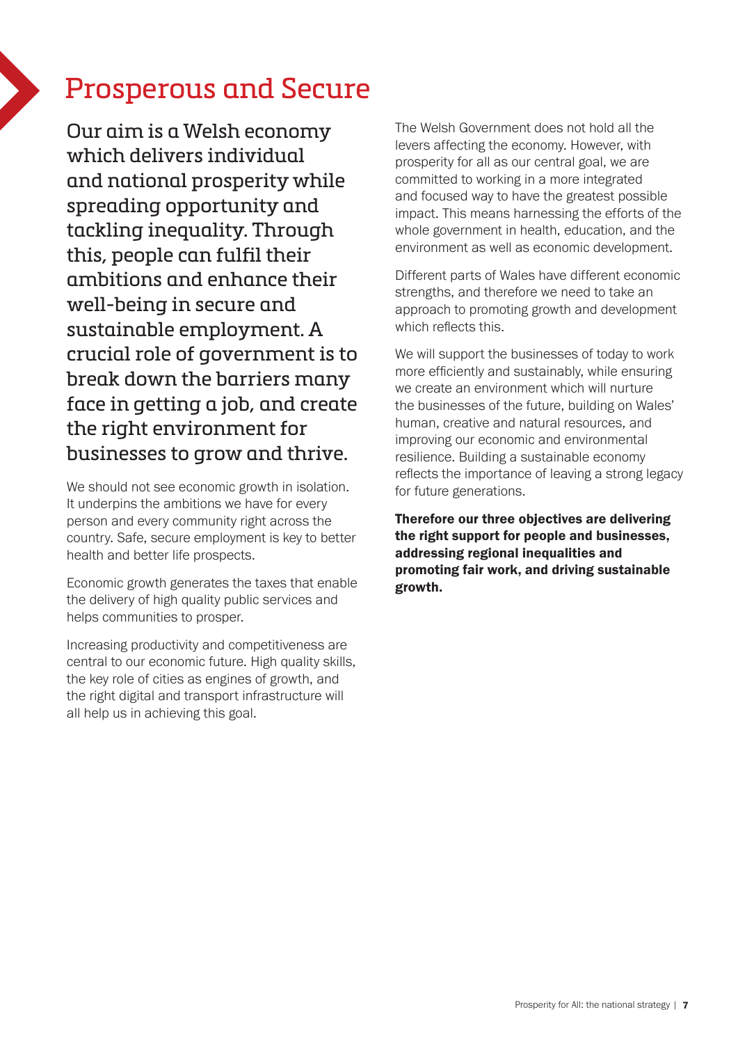# Prosperous and Secure

Our aim is a Welsh economy which delivers individual and national prosperity while spreading opportunity and tackling inequality. Through this, people can fulfil their ambitions and enhance their well-being in secure and sustainable employment. A crucial role of government is to break down the barriers many face in getting a job, and create the right environment for businesses to grow and thrive.

We should not see economic growth in isolation. It underpins the ambitions we have for every person and every community right across the country. Safe, secure employment is key to better health and better life prospects.

Economic growth generates the taxes that enable the delivery of high quality public services and helps communities to prosper.

Increasing productivity and competitiveness are central to our economic future. High quality skills, the key role of cities as engines of growth, and the right digital and transport infrastructure will all help us in achieving this goal.

The Welsh Government does not hold all the levers affecting the economy. However, with prosperity for all as our central goal, we are committed to working in a more integrated and focused way to have the greatest possible impact. This means harnessing the efforts of the whole government in health, education, and the environment as well as economic development.

Different parts of Wales have different economic strengths, and therefore we need to take an approach to promoting growth and development which reflects this.

We will support the businesses of today to work more efficiently and sustainably, while ensuring we create an environment which will nurture the businesses of the future, building on Wales' human, creative and natural resources, and improving our economic and environmental resilience. Building a sustainable economy reflects the importance of leaving a strong legacy for future generations.

**Therefore our three objectives are delivering the right support for people and businesses, addressing regional inequalities and promoting fair work, and driving sustainable growth.**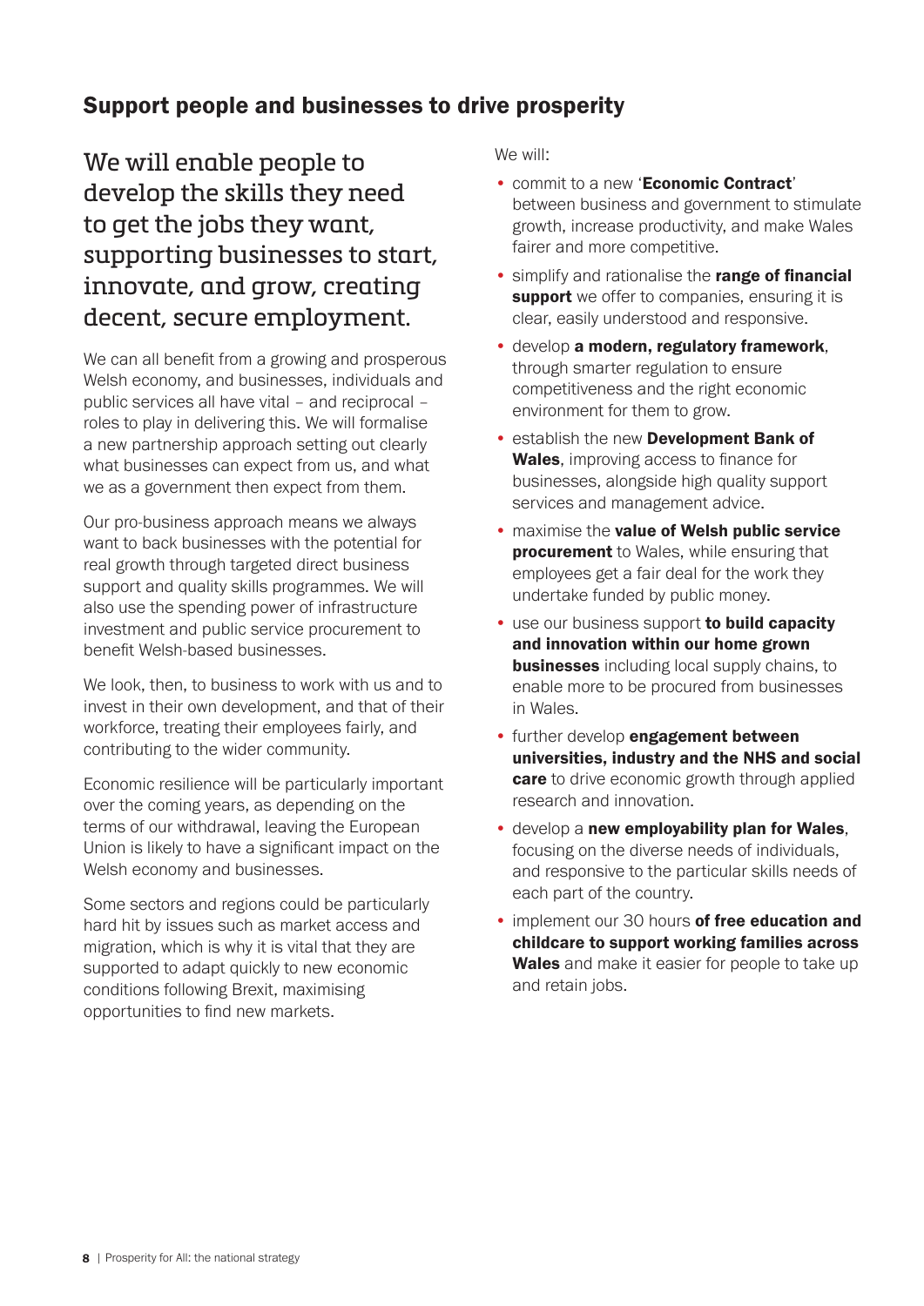## Support people and businesses to drive prosperity

### We will enable people to develop the skills they need to get the jobs they want, supporting businesses to start, innovate, and grow, creating decent, secure employment.

We can all benefit from a growing and prosperous Welsh economy, and businesses, individuals and public services all have vital – and reciprocal – roles to play in delivering this. We will formalise a new partnership approach setting out clearly what businesses can expect from us, and what we as a government then expect from them.

Our pro-business approach means we always want to back businesses with the potential for real growth through targeted direct business support and quality skills programmes. We will also use the spending power of infrastructure investment and public service procurement to benefit Welsh-based businesses.

We look, then, to business to work with us and to invest in their own development, and that of their workforce, treating their employees fairly, and contributing to the wider community.

Economic resilience will be particularly important over the coming years, as depending on the terms of our withdrawal, leaving the European Union is likely to have a significant impact on the Welsh economy and businesses.

Some sectors and regions could be particularly hard hit by issues such as market access and migration, which is why it is vital that they are supported to adapt quickly to new economic conditions following Brexit, maximising opportunities to find new markets.

We will:

- commit to a new '**Economic Contract**' between business and government to stimulate growth, increase productivity, and make Wales fairer and more competitive.
- simplify and rationalise the **range of financial support** we offer to companies, ensuring it is clear, easily understood and responsive.
- develop **a modern, regulatory framework**, through smarter regulation to ensure competitiveness and the right economic environment for them to grow.
- establish the new **Development Bank of Wales**, improving access to finance for businesses, alongside high quality support services and management advice.
- maximise the **value of Welsh public service procurement** to Wales, while ensuring that employees get a fair deal for the work they undertake funded by public money.
- use our business support **to build capacity and innovation within our home grown businesses** including local supply chains, to enable more to be procured from businesses in Wales.
- further develop **engagement between universities, industry and the NHS and social care** to drive economic growth through applied research and innovation.
- develop a **new employability plan for Wales**, focusing on the diverse needs of individuals, and responsive to the particular skills needs of each part of the country.
- implement our 30 hours **of free education and childcare to support working families across Wales** and make it easier for people to take up and retain jobs.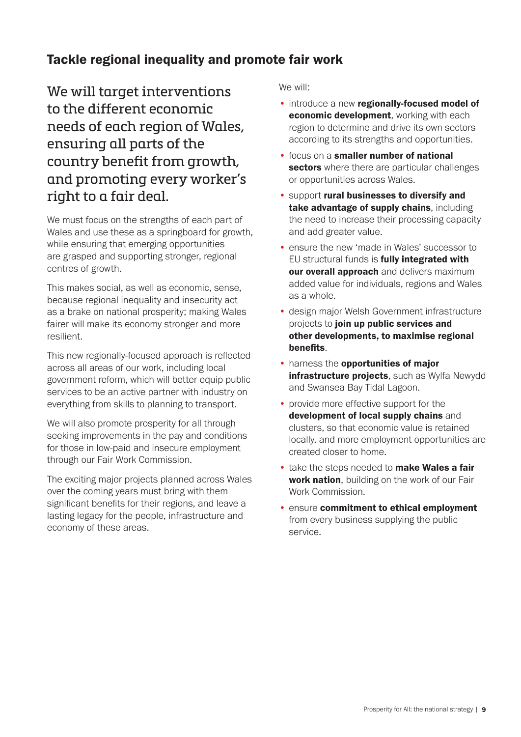## Tackle regional inequality and promote fair work

We will target interventions to the different economic needs of each region of Wales, ensuring all parts of the country benefit from growth, and promoting every worker's right to a fair deal.

We must focus on the strengths of each part of Wales and use these as a springboard for growth, while ensuring that emerging opportunities are grasped and supporting stronger, regional centres of growth.

This makes social, as well as economic, sense, because regional inequality and insecurity act as a brake on national prosperity; making Wales fairer will make its economy stronger and more resilient.

This new regionally-focused approach is reflected across all areas of our work, including local government reform, which will better equip public services to be an active partner with industry on everything from skills to planning to transport.

We will also promote prosperity for all through seeking improvements in the pay and conditions for those in low-paid and insecure employment through our Fair Work Commission.

The exciting major projects planned across Wales over the coming years must bring with them significant benefits for their regions, and leave a lasting legacy for the people, infrastructure and economy of these areas.

We will:

- introduce a new **regionally-focused model of economic development**, working with each region to determine and drive its own sectors according to its strengths and opportunities.
- focus on a **smaller number of national sectors** where there are particular challenges or opportunities across Wales.
- support **rural businesses to diversify and take advantage of supply chains**, including the need to increase their processing capacity and add greater value.
- ensure the new 'made in Wales' successor to EU structural funds is **fully integrated with our overall approach** and delivers maximum added value for individuals, regions and Wales as a whole.
- design major Welsh Government infrastructure projects to **join up public services and other developments, to maximise regional benefits**.
- harness the **opportunities of major infrastructure projects**, such as Wylfa Newydd and Swansea Bay Tidal Lagoon.
- provide more effective support for the **development of local supply chains** and clusters, so that economic value is retained locally, and more employment opportunities are created closer to home.
- take the steps needed to **make Wales a fair work nation**, building on the work of our Fair Work Commission.
- ensure **commitment to ethical employment** from every business supplying the public service.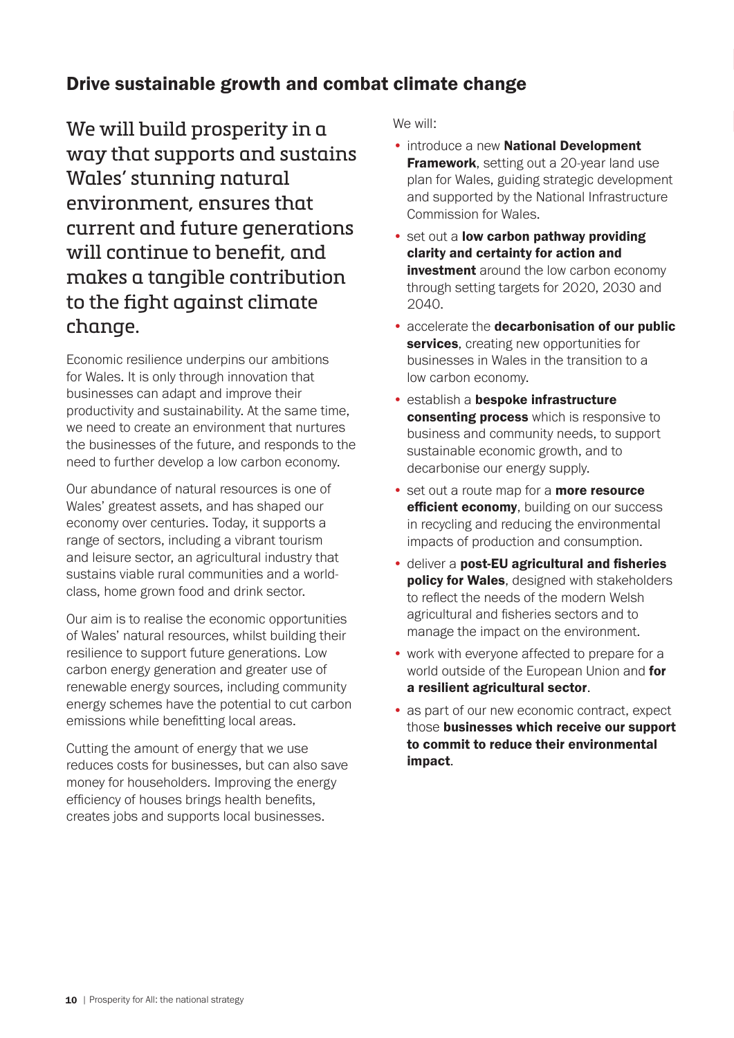## Drive sustainable growth and combat climate change

We will build prosperity in a way that supports and sustains Wales' stunning natural environment, ensures that current and future generations will continue to benefit, and makes a tangible contribution to the fight against climate change.

Economic resilience underpins our ambitions for Wales. It is only through innovation that businesses can adapt and improve their productivity and sustainability. At the same time, we need to create an environment that nurtures the businesses of the future, and responds to the need to further develop a low carbon economy.

Our abundance of natural resources is one of Wales' greatest assets, and has shaped our economy over centuries. Today, it supports a range of sectors, including a vibrant tourism and leisure sector, an agricultural industry that sustains viable rural communities and a world-class, home grown food and drink sector.

Our aim is to realise the economic opportunities of Wales' natural resources, whilst building their resilience to support future generations. Low carbon energy generation and greater use of renewable energy sources, including community energy schemes have the potential to cut carbon emissions while benefitting local areas.

Cutting the amount of energy that we use reduces costs for businesses, but can also save money for householders. Improving the energy efficiency of houses brings health benefits, creates jobs and supports local businesses.

We will:

- introduce a new **National Development Framework**, setting out a 20-year land use plan for Wales, guiding strategic development and supported by the National Infrastructure Commission for Wales.
- set out a **low carbon pathway providing clarity and certainty for action and investment** around the low carbon economy through setting targets for 2020, 2030 and 2040.
- accelerate the **decarbonisation of our public services**, creating new opportunities for businesses in Wales in the transition to a low carbon economy.
- establish a **bespoke infrastructure consenting process** which is responsive to business and community needs, to support sustainable economic growth, and to decarbonise our energy supply.
- set out a route map for a **more resource efficient economy**, building on our success in recycling and reducing the environmental impacts of production and consumption.
- deliver a **post-EU agricultural and fisheries policy for Wales**, designed with stakeholders to reflect the needs of the modern Welsh agricultural and fisheries sectors and to manage the impact on the environment.
- work with everyone affected to prepare for a world outside of the European Union and **for a resilient agricultural sector**.
- as part of our new economic contract, expect those **businesses which receive our support to commit to reduce their environmental impact**.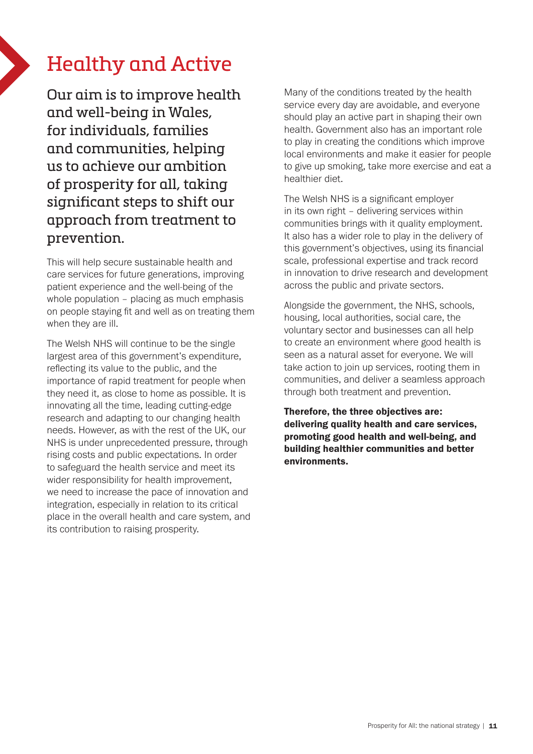# Healthy and Active

## Our aim is to improve health and well-being in Wales, for individuals, families and communities, helping us to achieve our ambition of prosperity for all, taking significant steps to shift our approach from treatment to prevention.

This will help secure sustainable health and care services for future generations, improving patient experience and the well-being of the whole population – placing as much emphasis on people staying fit and well as on treating them when they are ill.

The Welsh NHS will continue to be the single largest area of this government's expenditure, reflecting its value to the public, and the importance of rapid treatment for people when they need it, as close to home as possible. It is innovating all the time, leading cutting-edge research and adapting to our changing health needs. However, as with the rest of the UK, our NHS is under unprecedented pressure, through rising costs and public expectations. In order to safeguard the health service and meet its wider responsibility for health improvement, we need to increase the pace of innovation and integration, especially in relation to its critical place in the overall health and care system, and its contribution to raising prosperity.

Many of the conditions treated by the health service every day are avoidable, and everyone should play an active part in shaping their own health. Government also has an important role to play in creating the conditions which improve local environments and make it easier for people to give up smoking, take more exercise and eat a healthier diet.

The Welsh NHS is a significant employer in its own right – delivering services within communities brings with it quality employment. It also has a wider role to play in the delivery of this government's objectives, using its financial scale, professional expertise and track record in innovation to drive research and development across the public and private sectors.

Alongside the government, the NHS, schools, housing, local authorities, social care, the voluntary sector and businesses can all help to create an environment where good health is seen as a natural asset for everyone. We will take action to join up services, rooting them in communities, and deliver a seamless approach through both treatment and prevention.

**Therefore, the three objectives are: delivering quality health and care services, promoting good health and well-being, and building healthier communities and better environments.**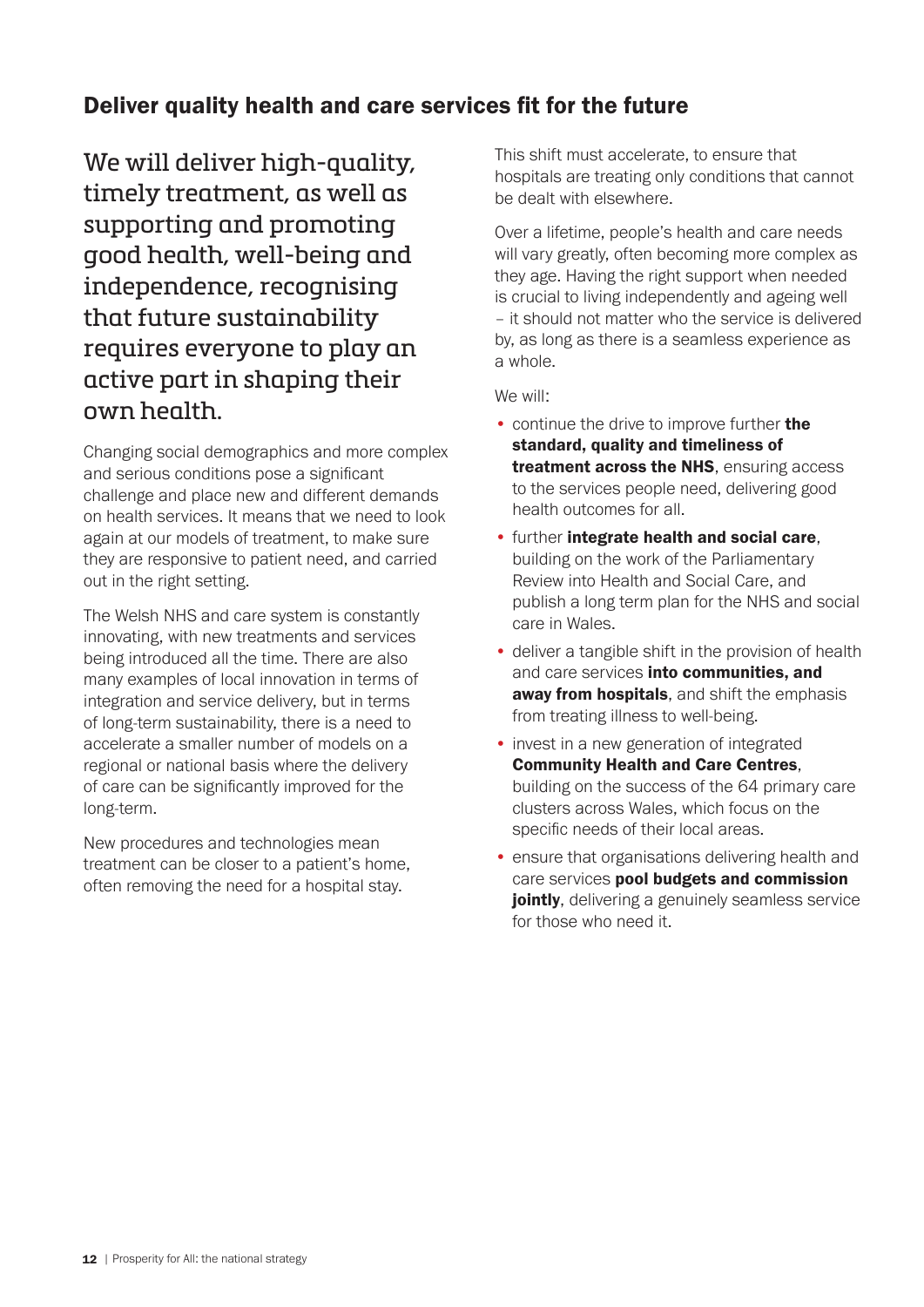## Deliver quality health and care services fit for the future

We will deliver high-quality, timely treatment, as well as supporting and promoting good health, well-being and independence, recognising that future sustainability requires everyone to play an active part in shaping their own health.

Changing social demographics and more complex and serious conditions pose a significant challenge and place new and different demands on health services. It means that we need to look again at our models of treatment, to make sure they are responsive to patient need, and carried out in the right setting.

The Welsh NHS and care system is constantly innovating, with new treatments and services being introduced all the time. There are also many examples of local innovation in terms of integration and service delivery, but in terms of long-term sustainability, there is a need to accelerate a smaller number of models on a regional or national basis where the delivery of care can be significantly improved for the long-term.

New procedures and technologies mean treatment can be closer to a patient's home, often removing the need for a hospital stay. This shift must accelerate, to ensure that hospitals are treating only conditions that cannot be dealt with elsewhere.

Over a lifetime, people's health and care needs will vary greatly, often becoming more complex as they age. Having the right support when needed is crucial to living independently and ageing well – it should not matter who the service is delivered by, as long as there is a seamless experience as a whole.

We will:

- continue the drive to improve further **the standard, quality and timeliness of treatment across the NHS**, ensuring access to the services people need, delivering good health outcomes for all.
- further **integrate health and social care**, building on the work of the Parliamentary Review into Health and Social Care, and publish a long term plan for the NHS and social care in Wales.
- deliver a tangible shift in the provision of health and care services **into communities, and away from hospitals**, and shift the emphasis from treating illness to well-being.
- invest in a new generation of integrated **Community Health and Care Centres**, building on the success of the 64 primary care clusters across Wales, which focus on the specific needs of their local areas.
- ensure that organisations delivering health and care services **pool budgets and commission jointly**, delivering a genuinely seamless service for those who need it.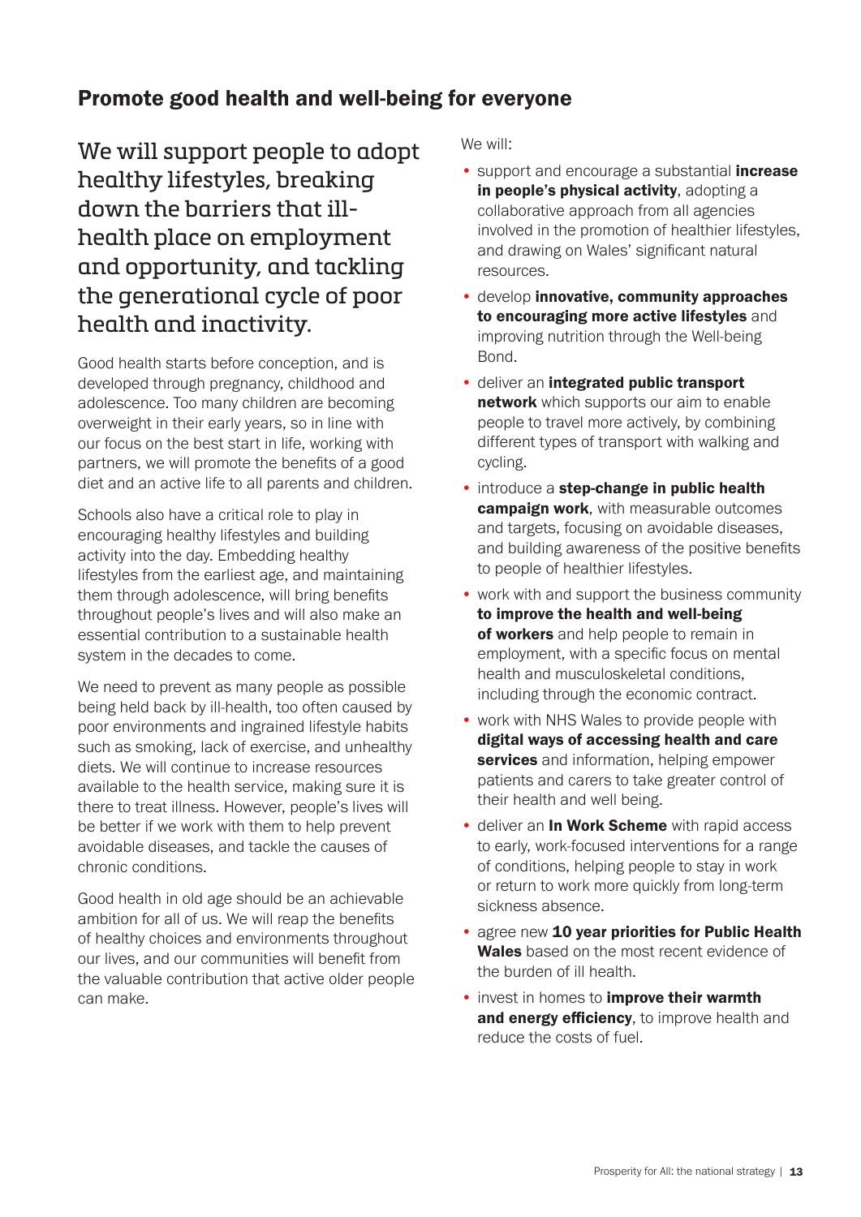## Promote good health and well-being for everyone

### We will support people to adopt healthy lifestyles, breaking down the barriers that ill-health place on employment and opportunity, and tackling the generational cycle of poor health and inactivity.

Good health starts before conception, and is developed through pregnancy, childhood and adolescence. Too many children are becoming overweight in their early years, so in line with our focus on the best start in life, working with partners, we will promote the benefits of a good diet and an active life to all parents and children.

Schools also have a critical role to play in encouraging healthy lifestyles and building activity into the day. Embedding healthy lifestyles from the earliest age, and maintaining them through adolescence, will bring benefits throughout people's lives and will also make an essential contribution to a sustainable health system in the decades to come.

We need to prevent as many people as possible being held back by ill-health, too often caused by poor environments and ingrained lifestyle habits such as smoking, lack of exercise, and unhealthy diets. We will continue to increase resources available to the health service, making sure it is there to treat illness. However, people's lives will be better if we work with them to help prevent avoidable diseases, and tackle the causes of chronic conditions.

Good health in old age should be an achievable ambition for all of us. We will reap the benefits of healthy choices and environments throughout our lives, and our communities will benefit from the valuable contribution that active older people can make.

We will:

- support and encourage a substantial **increase in people's physical activity**, adopting a collaborative approach from all agencies involved in the promotion of healthier lifestyles, and drawing on Wales' significant natural resources.
- develop **innovative, community approaches to encouraging more active lifestyles** and improving nutrition through the Well-being Bond.
- deliver an **integrated public transport network** which supports our aim to enable people to travel more actively, by combining different types of transport with walking and cycling.
- introduce a **step-change in public health campaign work**, with measurable outcomes and targets, focusing on avoidable diseases, and building awareness of the positive benefits to people of healthier lifestyles.
- work with and support the business community **to improve the health and well-being of workers** and help people to remain in employment, with a specific focus on mental health and musculoskeletal conditions, including through the economic contract.
- work with NHS Wales to provide people with **digital ways of accessing health and care services** and information, helping empower patients and carers to take greater control of their health and well being.
- deliver an **In Work Scheme** with rapid access to early, work-focused interventions for a range of conditions, helping people to stay in work or return to work more quickly from long-term sickness absence.
- agree new **10 year priorities for Public Health Wales** based on the most recent evidence of the burden of ill health.
- invest in homes to **improve their warmth and energy efficiency**, to improve health and reduce the costs of fuel.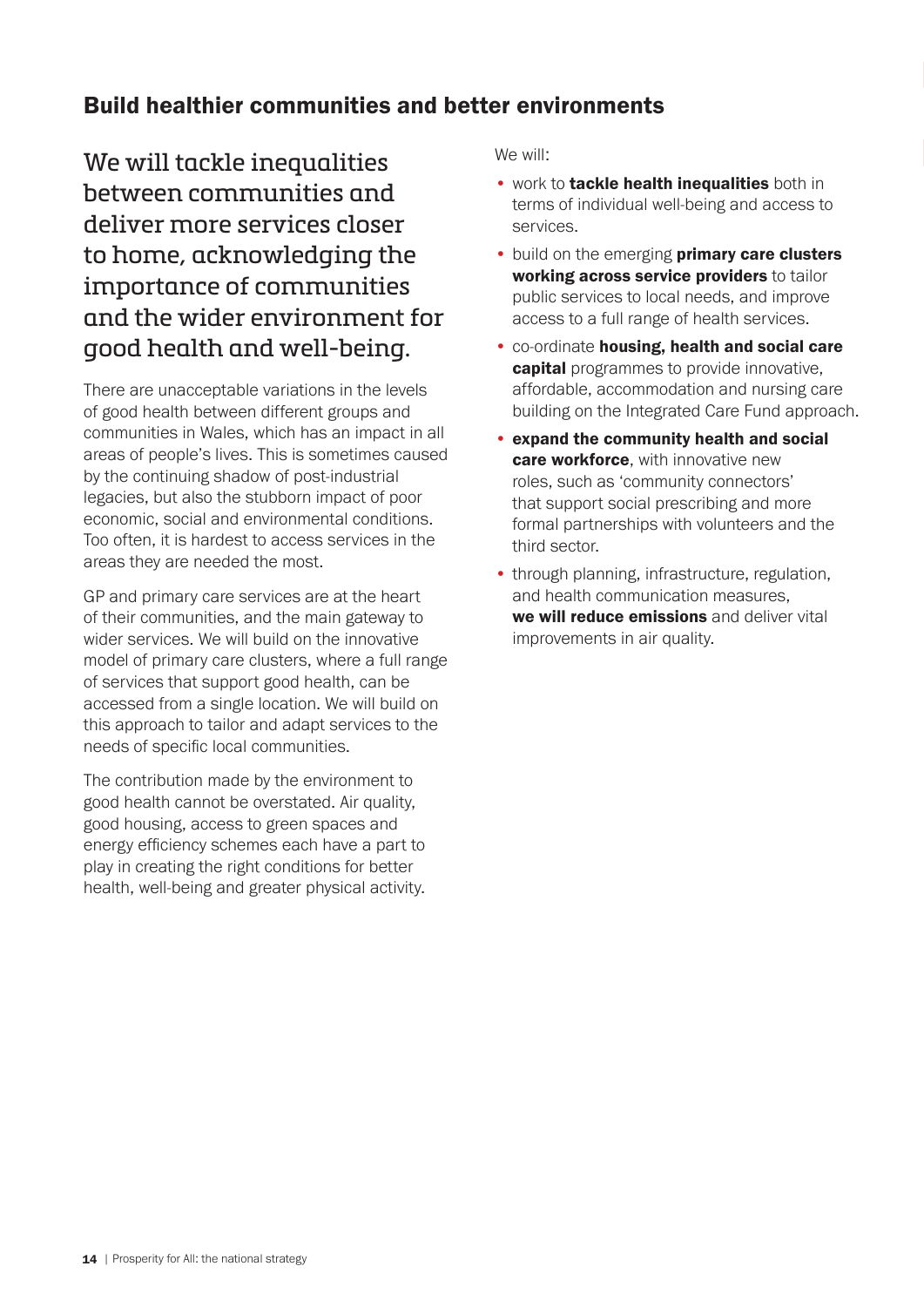## Build healthier communities and better environments

We will tackle inequalities between communities and deliver more services closer to home, acknowledging the importance of communities and the wider environment for good health and well-being.

There are unacceptable variations in the levels of good health between different groups and communities in Wales, which has an impact in all areas of people's lives. This is sometimes caused by the continuing shadow of post-industrial legacies, but also the stubborn impact of poor economic, social and environmental conditions. Too often, it is hardest to access services in the areas they are needed the most.

GP and primary care services are at the heart of their communities, and the main gateway to wider services. We will build on the innovative model of primary care clusters, where a full range of services that support good health, can be accessed from a single location. We will build on this approach to tailor and adapt services to the needs of specific local communities.

The contribution made by the environment to good health cannot be overstated. Air quality, good housing, access to green spaces and energy efficiency schemes each have a part to play in creating the right conditions for better health, well-being and greater physical activity.

We will:

- work to **tackle health inequalities** both in terms of individual well-being and access to services.
- build on the emerging **primary care clusters working across service providers** to tailor public services to local needs, and improve access to a full range of health services.
- co-ordinate **housing, health and social care capital** programmes to provide innovative, affordable, accommodation and nursing care building on the Integrated Care Fund approach.
- **expand the community health and social care workforce**, with innovative new roles, such as 'community connectors' that support social prescribing and more formal partnerships with volunteers and the third sector.
- through planning, infrastructure, regulation, and health communication measures, **we will reduce emissions** and deliver vital improvements in air quality.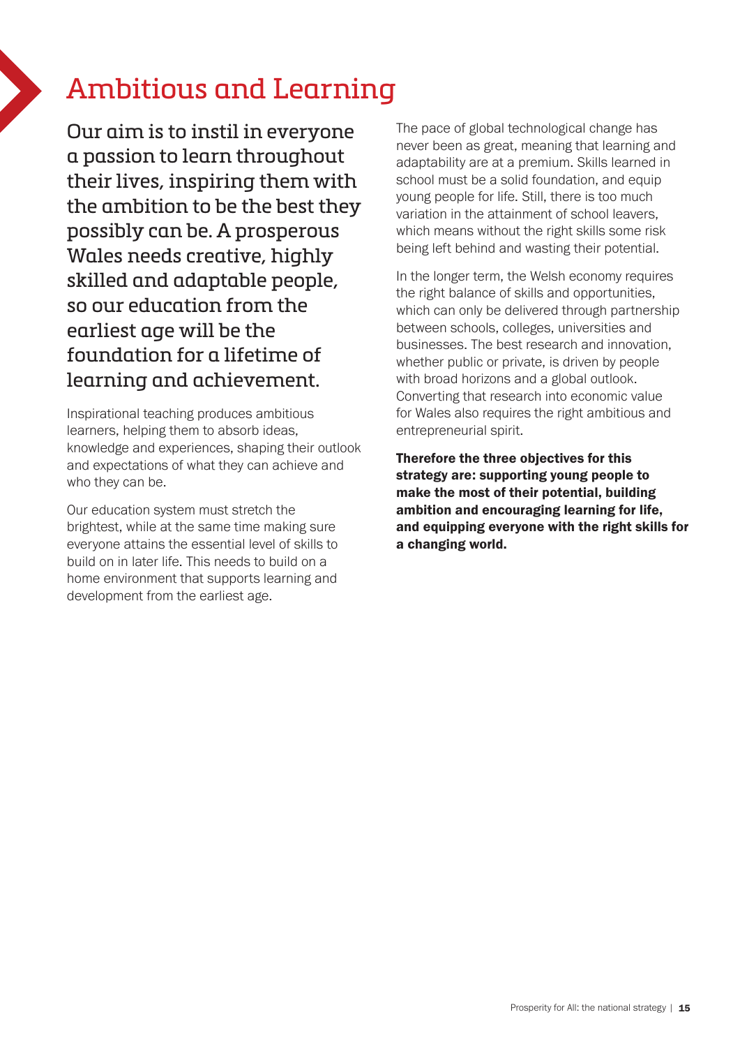# Ambitious and Learning

Our aim is to instil in everyone a passion to learn throughout their lives, inspiring them with the ambition to be the best they possibly can be. A prosperous Wales needs creative, highly skilled and adaptable people, so our education from the earliest age will be the foundation for a lifetime of learning and achievement.

Inspirational teaching produces ambitious learners, helping them to absorb ideas, knowledge and experiences, shaping their outlook and expectations of what they can achieve and who they can be.

Our education system must stretch the brightest, while at the same time making sure everyone attains the essential level of skills to build on in later life. This needs to build on a home environment that supports learning and development from the earliest age.

The pace of global technological change has never been as great, meaning that learning and adaptability are at a premium. Skills learned in school must be a solid foundation, and equip young people for life. Still, there is too much variation in the attainment of school leavers, which means without the right skills some risk being left behind and wasting their potential.

In the longer term, the Welsh economy requires the right balance of skills and opportunities, which can only be delivered through partnership between schools, colleges, universities and businesses. The best research and innovation, whether public or private, is driven by people with broad horizons and a global outlook. Converting that research into economic value for Wales also requires the right ambitious and entrepreneurial spirit.

**Therefore the three objectives for this strategy are: supporting young people to make the most of their potential, building ambition and encouraging learning for life, and equipping everyone with the right skills for a changing world.**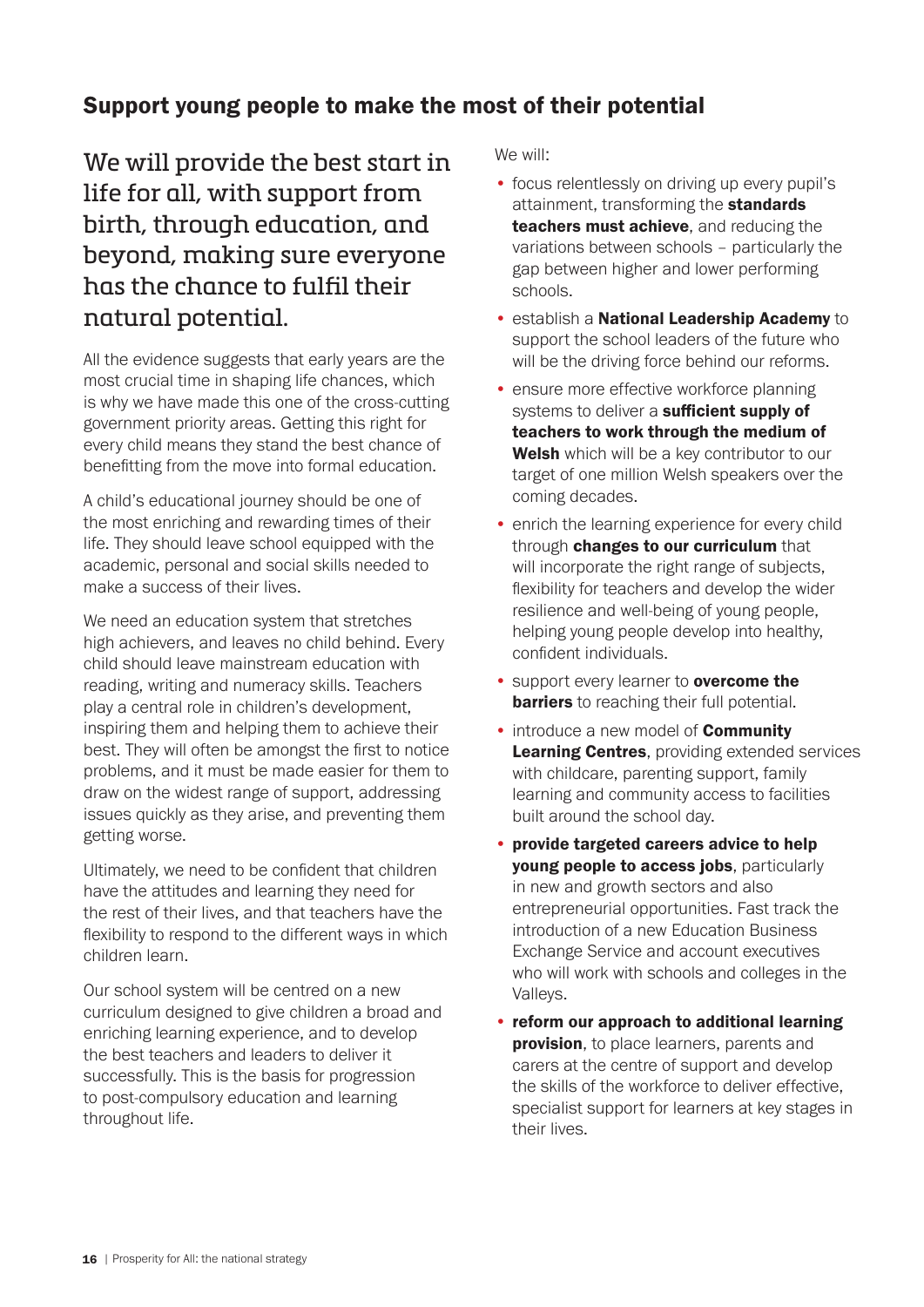## Support young people to make the most of their potential

### We will provide the best start in life for all, with support from birth, through education, and beyond, making sure everyone has the chance to fulfil their natural potential.

All the evidence suggests that early years are the most crucial time in shaping life chances, which is why we have made this one of the cross-cutting government priority areas. Getting this right for every child means they stand the best chance of benefitting from the move into formal education.

A child's educational journey should be one of the most enriching and rewarding times of their life. They should leave school equipped with the academic, personal and social skills needed to make a success of their lives.

We need an education system that stretches high achievers, and leaves no child behind. Every child should leave mainstream education with reading, writing and numeracy skills. Teachers play a central role in children's development, inspiring them and helping them to achieve their best. They will often be amongst the first to notice problems, and it must be made easier for them to draw on the widest range of support, addressing issues quickly as they arise, and preventing them getting worse.

Ultimately, we need to be confident that children have the attitudes and learning they need for the rest of their lives, and that teachers have the flexibility to respond to the different ways in which children learn.

Our school system will be centred on a new curriculum designed to give children a broad and enriching learning experience, and to develop the best teachers and leaders to deliver it successfully. This is the basis for progression to post-compulsory education and learning throughout life.

We will:

- focus relentlessly on driving up every pupil's attainment, transforming the **standards teachers must achieve**, and reducing the variations between schools – particularly the gap between higher and lower performing schools.
- establish a **National Leadership Academy** to support the school leaders of the future who will be the driving force behind our reforms.
- ensure more effective workforce planning systems to deliver a **sufficient supply of teachers to work through the medium of Welsh** which will be a key contributor to our target of one million Welsh speakers over the coming decades.
- enrich the learning experience for every child through **changes to our curriculum** that will incorporate the right range of subjects, flexibility for teachers and develop the wider resilience and well-being of young people, helping young people develop into healthy, confident individuals.
- support every learner to **overcome the barriers** to reaching their full potential.
- introduce a new model of **Community Learning Centres**, providing extended services with childcare, parenting support, family learning and community access to facilities built around the school day.
- **provide targeted careers advice to help young people to access jobs**, particularly in new and growth sectors and also entrepreneurial opportunities. Fast track the introduction of a new Education Business Exchange Service and account executives who will work with schools and colleges in the Valleys.
- **reform our approach to additional learning provision**, to place learners, parents and carers at the centre of support and develop the skills of the workforce to deliver effective, specialist support for learners at key stages in their lives.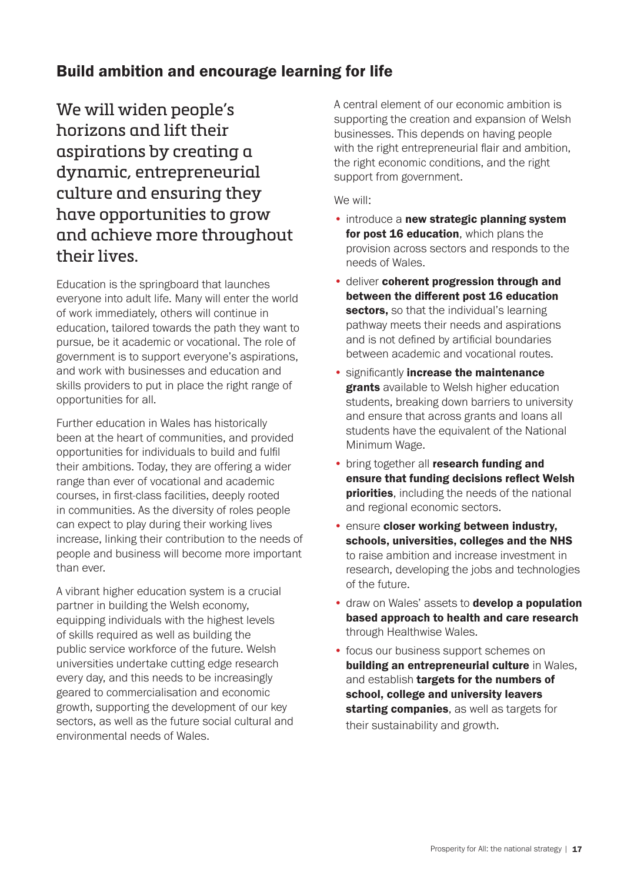## Build ambition and encourage learning for life

We will widen people's horizons and lift their aspirations by creating a dynamic, entrepreneurial culture and ensuring they have opportunities to grow and achieve more throughout their lives.

Education is the springboard that launches everyone into adult life. Many will enter the world of work immediately, others will continue in education, tailored towards the path they want to pursue, be it academic or vocational. The role of government is to support everyone's aspirations, and work with businesses and education and skills providers to put in place the right range of opportunities for all.

Further education in Wales has historically been at the heart of communities, and provided opportunities for individuals to build and fulfil their ambitions. Today, they are offering a wider range than ever of vocational and academic courses, in first-class facilities, deeply rooted in communities. As the diversity of roles people can expect to play during their working lives increase, linking their contribution to the needs of people and business will become more important than ever.

A vibrant higher education system is a crucial partner in building the Welsh economy, equipping individuals with the highest levels of skills required as well as building the public service workforce of the future. Welsh universities undertake cutting edge research every day, and this needs to be increasingly geared to commercialisation and economic growth, supporting the development of our key sectors, as well as the future social cultural and environmental needs of Wales.

A central element of our economic ambition is supporting the creation and expansion of Welsh businesses. This depends on having people with the right entrepreneurial flair and ambition, the right economic conditions, and the right support from government.

We will:

- introduce a **new strategic planning system for post 16 education**, which plans the provision across sectors and responds to the needs of Wales.
- deliver **coherent progression through and between the different post 16 education sectors,** so that the individual's learning pathway meets their needs and aspirations and is not defined by artificial boundaries between academic and vocational routes.
- significantly **increase the maintenance grants** available to Welsh higher education students, breaking down barriers to university and ensure that across grants and loans all students have the equivalent of the National Minimum Wage.
- bring together all **research funding and ensure that funding decisions reflect Welsh priorities**, including the needs of the national and regional economic sectors.
- ensure **closer working between industry, schools, universities, colleges and the NHS** to raise ambition and increase investment in research, developing the jobs and technologies of the future.
- draw on Wales' assets to **develop a population based approach to health and care research** through Healthwise Wales.
- focus our business support schemes on **building an entrepreneurial culture** in Wales, and establish **targets for the numbers of school, college and university leavers starting companies**, as well as targets for their sustainability and growth.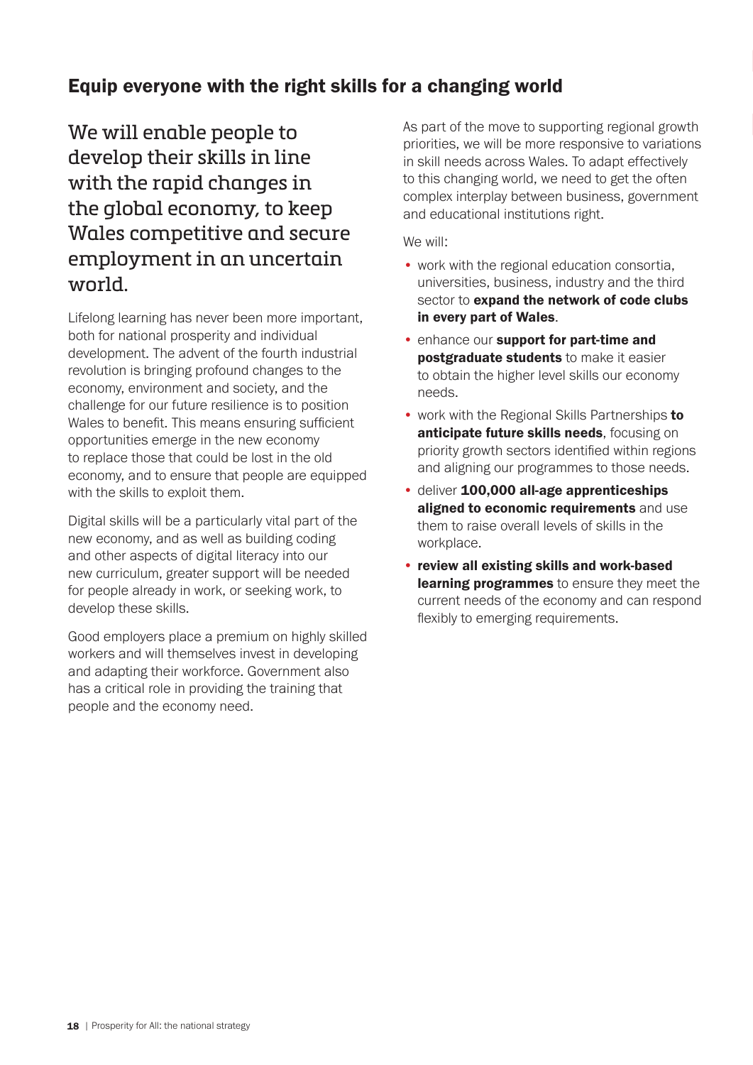## Equip everyone with the right skills for a changing world

### We will enable people to develop their skills in line with the rapid changes in the global economy, to keep Wales competitive and secure employment in an uncertain world.

Lifelong learning has never been more important, both for national prosperity and individual development. The advent of the fourth industrial revolution is bringing profound changes to the economy, environment and society, and the challenge for our future resilience is to position Wales to benefit. This means ensuring sufficient opportunities emerge in the new economy to replace those that could be lost in the old economy, and to ensure that people are equipped with the skills to exploit them.

Digital skills will be a particularly vital part of the new economy, and as well as building coding and other aspects of digital literacy into our new curriculum, greater support will be needed for people already in work, or seeking work, to develop these skills.

Good employers place a premium on highly skilled workers and will themselves invest in developing and adapting their workforce. Government also has a critical role in providing the training that people and the economy need.

As part of the move to supporting regional growth priorities, we will be more responsive to variations in skill needs across Wales. To adapt effectively to this changing world, we need to get the often complex interplay between business, government and educational institutions right.

We will:

- work with the regional education consortia, universities, business, industry and the third sector to **expand the network of code clubs in every part of Wales**.
- enhance our **support for part-time and postgraduate students** to make it easier to obtain the higher level skills our economy needs.
- work with the Regional Skills Partnerships **to anticipate future skills needs**, focusing on priority growth sectors identified within regions and aligning our programmes to those needs.
- deliver **100,000 all-age apprenticeships aligned to economic requirements** and use them to raise overall levels of skills in the workplace.
- **review all existing skills and work-based learning programmes** to ensure they meet the current needs of the economy and can respond flexibly to emerging requirements.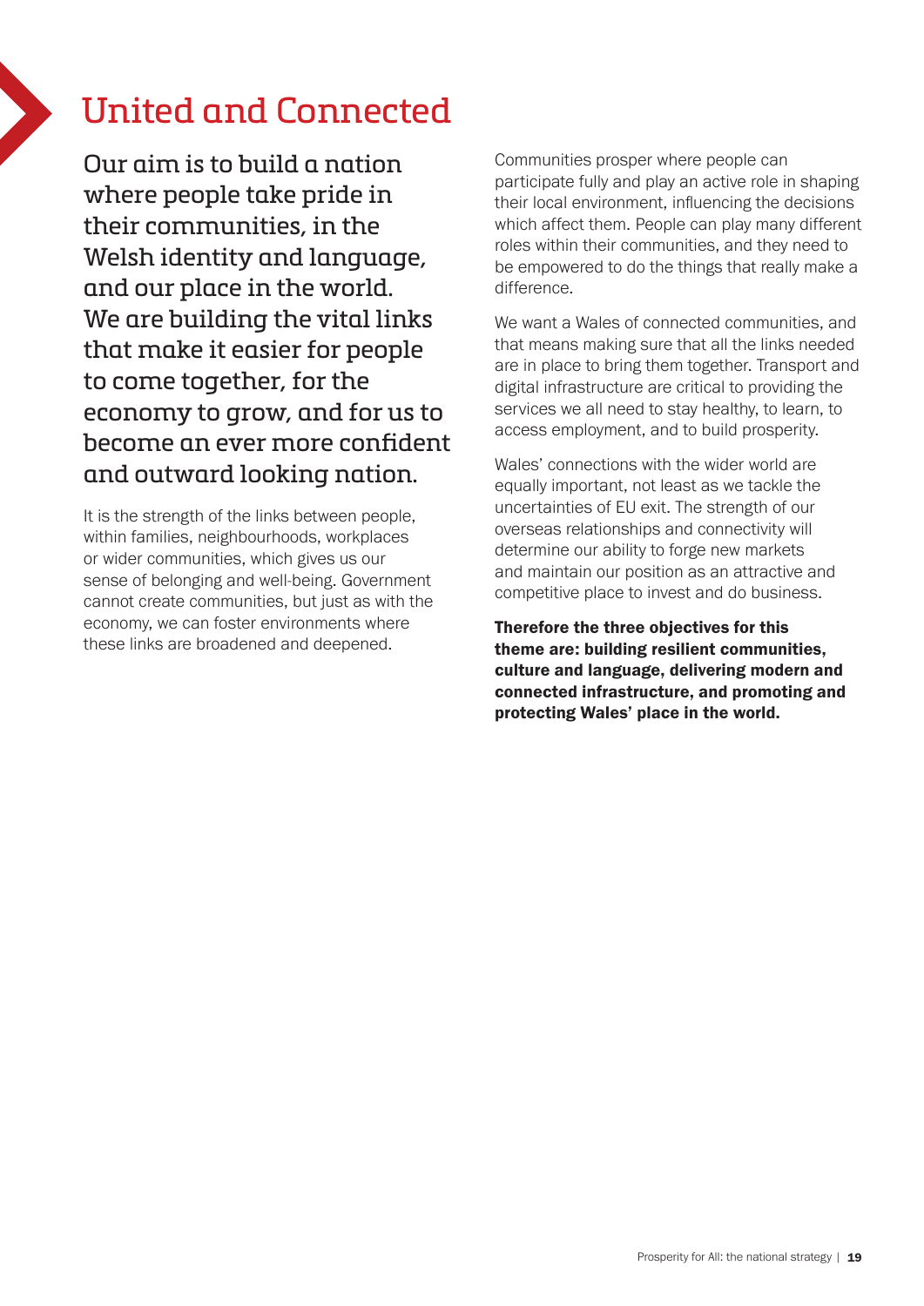# United and Connected

## Our aim is to build a nation where people take pride in their communities, in the Welsh identity and language, and our place in the world. We are building the vital links that make it easier for people to come together, for the economy to grow, and for us to become an ever more confident and outward looking nation.

It is the strength of the links between people, within families, neighbourhoods, workplaces or wider communities, which gives us our sense of belonging and well-being. Government cannot create communities, but just as with the economy, we can foster environments where these links are broadened and deepened.

Communities prosper where people can participate fully and play an active role in shaping their local environment, influencing the decisions which affect them. People can play many different roles within their communities, and they need to be empowered to do the things that really make a difference.

We want a Wales of connected communities, and that means making sure that all the links needed are in place to bring them together. Transport and digital infrastructure are critical to providing the services we all need to stay healthy, to learn, to access employment, and to build prosperity.

Wales' connections with the wider world are equally important, not least as we tackle the uncertainties of EU exit. The strength of our overseas relationships and connectivity will determine our ability to forge new markets and maintain our position as an attractive and competitive place to invest and do business.

**Therefore the three objectives for this theme are: building resilient communities, culture and language, delivering modern and connected infrastructure, and promoting and protecting Wales' place in the world.**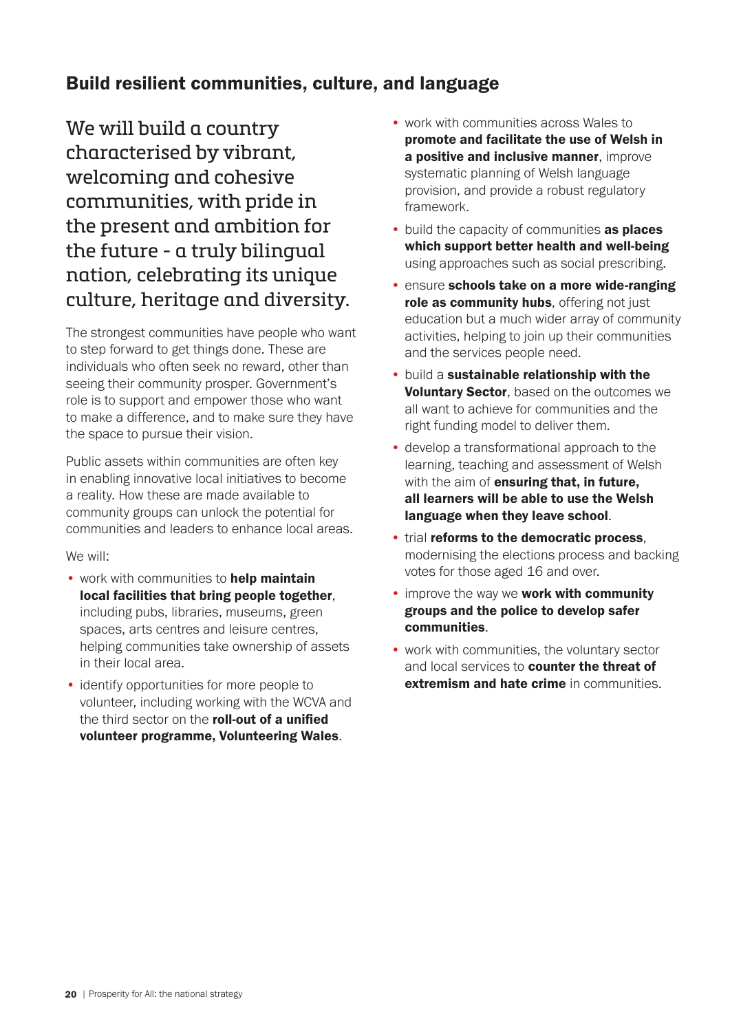## Build resilient communities, culture, and language

We will build a country characterised by vibrant, welcoming and cohesive communities, with pride in the present and ambition for the future - a truly bilingual nation, celebrating its unique culture, heritage and diversity.

The strongest communities have people who want to step forward to get things done. These are individuals who often seek no reward, other than seeing their community prosper. Government's role is to support and empower those who want to make a difference, and to make sure they have the space to pursue their vision.

Public assets within communities are often key in enabling innovative local initiatives to become a reality. How these are made available to community groups can unlock the potential for communities and leaders to enhance local areas.

We will:

- work with communities to **help maintain local facilities that bring people together**, including pubs, libraries, museums, green spaces, arts centres and leisure centres, helping communities take ownership of assets in their local area.
- identify opportunities for more people to volunteer, including working with the WCVA and the third sector on the **roll-out of a unified volunteer programme, Volunteering Wales**.
- work with communities across Wales to **promote and facilitate the use of Welsh in a positive and inclusive manner**, improve systematic planning of Welsh language provision, and provide a robust regulatory framework.
- build the capacity of communities **as places which support better health and well-being** using approaches such as social prescribing.
- ensure **schools take on a more wide-ranging role as community hubs**, offering not just education but a much wider array of community activities, helping to join up their communities and the services people need.
- build a **sustainable relationship with the Voluntary Sector**, based on the outcomes we all want to achieve for communities and the right funding model to deliver them.
- develop a transformational approach to the learning, teaching and assessment of Welsh with the aim of **ensuring that, in future, all learners will be able to use the Welsh language when they leave school**.
- trial **reforms to the democratic process**, modernising the elections process and backing votes for those aged 16 and over.
- improve the way we **work with community groups and the police to develop safer communities**.
- work with communities, the voluntary sector and local services to **counter the threat of extremism and hate crime** in communities.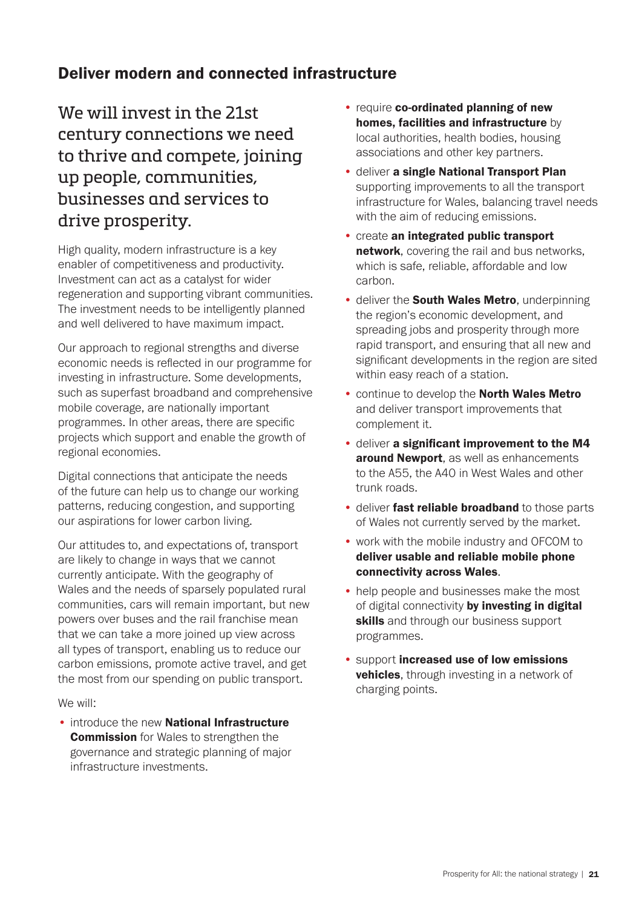## Deliver modern and connected infrastructure

We will invest in the 21st century connections we need to thrive and compete, joining up people, communities, businesses and services to drive prosperity.

High quality, modern infrastructure is a key enabler of competitiveness and productivity. Investment can act as a catalyst for wider regeneration and supporting vibrant communities. The investment needs to be intelligently planned and well delivered to have maximum impact.

Our approach to regional strengths and diverse economic needs is reflected in our programme for investing in infrastructure. Some developments, such as superfast broadband and comprehensive mobile coverage, are nationally important programmes. In other areas, there are specific projects which support and enable the growth of regional economies.

Digital connections that anticipate the needs of the future can help us to change our working patterns, reducing congestion, and supporting our aspirations for lower carbon living.

Our attitudes to, and expectations of, transport are likely to change in ways that we cannot currently anticipate. With the geography of Wales and the needs of sparsely populated rural communities, cars will remain important, but new powers over buses and the rail franchise mean that we can take a more joined up view across all types of transport, enabling us to reduce our carbon emissions, promote active travel, and get the most from our spending on public transport.

We will:

- introduce the new **National Infrastructure Commission** for Wales to strengthen the governance and strategic planning of major infrastructure investments.
- require **co-ordinated planning of new homes, facilities and infrastructure** by local authorities, health bodies, housing associations and other key partners.
- deliver **a single National Transport Plan** supporting improvements to all the transport infrastructure for Wales, balancing travel needs with the aim of reducing emissions.
- create **an integrated public transport network**, covering the rail and bus networks, which is safe, reliable, affordable and low carbon.
- deliver the **South Wales Metro**, underpinning the region's economic development, and spreading jobs and prosperity through more rapid transport, and ensuring that all new and significant developments in the region are sited within easy reach of a station.
- continue to develop the **North Wales Metro** and deliver transport improvements that complement it.
- deliver **a significant improvement to the M4 around Newport**, as well as enhancements to the A55, the A40 in West Wales and other trunk roads.
- deliver **fast reliable broadband** to those parts of Wales not currently served by the market.
- work with the mobile industry and OFCOM to **deliver usable and reliable mobile phone connectivity across Wales**.
- help people and businesses make the most of digital connectivity **by investing in digital skills** and through our business support programmes.
- support **increased use of low emissions vehicles**, through investing in a network of charging points.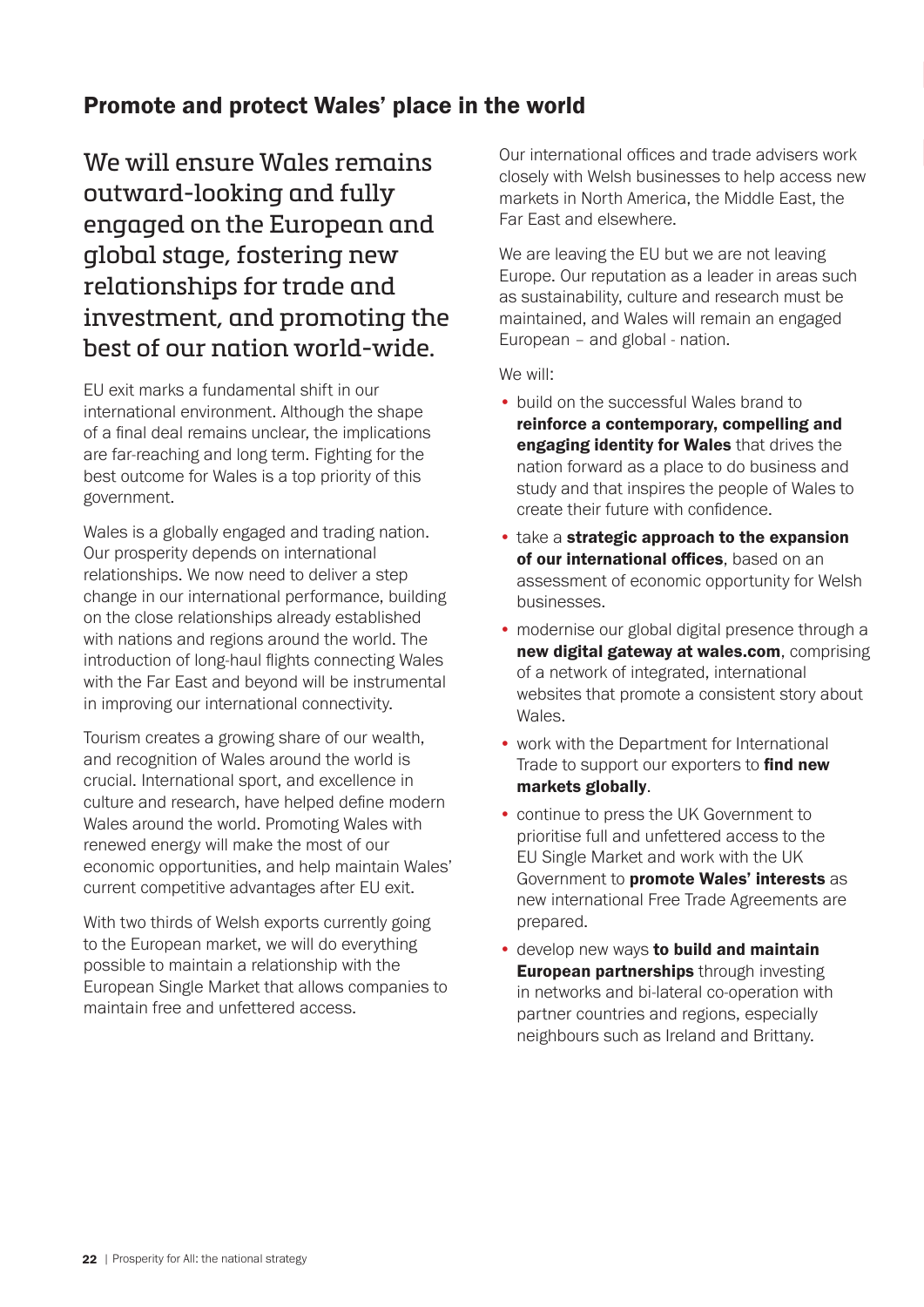## Promote and protect Wales' place in the world

### We will ensure Wales remains outward-looking and fully engaged on the European and global stage, fostering new relationships for trade and investment, and promoting the best of our nation world-wide.

EU exit marks a fundamental shift in our international environment. Although the shape of a final deal remains unclear, the implications are far-reaching and long term. Fighting for the best outcome for Wales is a top priority of this government.

Wales is a globally engaged and trading nation. Our prosperity depends on international relationships. We now need to deliver a step change in our international performance, building on the close relationships already established with nations and regions around the world. The introduction of long-haul flights connecting Wales with the Far East and beyond will be instrumental in improving our international connectivity.

Tourism creates a growing share of our wealth, and recognition of Wales around the world is crucial. International sport, and excellence in culture and research, have helped define modern Wales around the world. Promoting Wales with renewed energy will make the most of our economic opportunities, and help maintain Wales' current competitive advantages after EU exit.

With two thirds of Welsh exports currently going to the European market, we will do everything possible to maintain a relationship with the European Single Market that allows companies to maintain free and unfettered access.

Our international offices and trade advisers work closely with Welsh businesses to help access new markets in North America, the Middle East, the Far East and elsewhere.

We are leaving the EU but we are not leaving Europe. Our reputation as a leader in areas such as sustainability, culture and research must be maintained, and Wales will remain an engaged European – and global - nation.

We will:

- build on the successful Wales brand to **reinforce a contemporary, compelling and engaging identity for Wales** that drives the nation forward as a place to do business and study and that inspires the people of Wales to create their future with confidence.
- take a **strategic approach to the expansion of our international offices**, based on an assessment of economic opportunity for Welsh businesses.
- modernise our global digital presence through a **new digital gateway at wales.com**, comprising of a network of integrated, international websites that promote a consistent story about Wales.
- work with the Department for International Trade to support our exporters to **find new markets globally**.
- continue to press the UK Government to prioritise full and unfettered access to the EU Single Market and work with the UK Government to **promote Wales' interests** as new international Free Trade Agreements are prepared.
- develop new ways **to build and maintain European partnerships** through investing in networks and bi-lateral co-operation with partner countries and regions, especially neighbours such as Ireland and Brittany.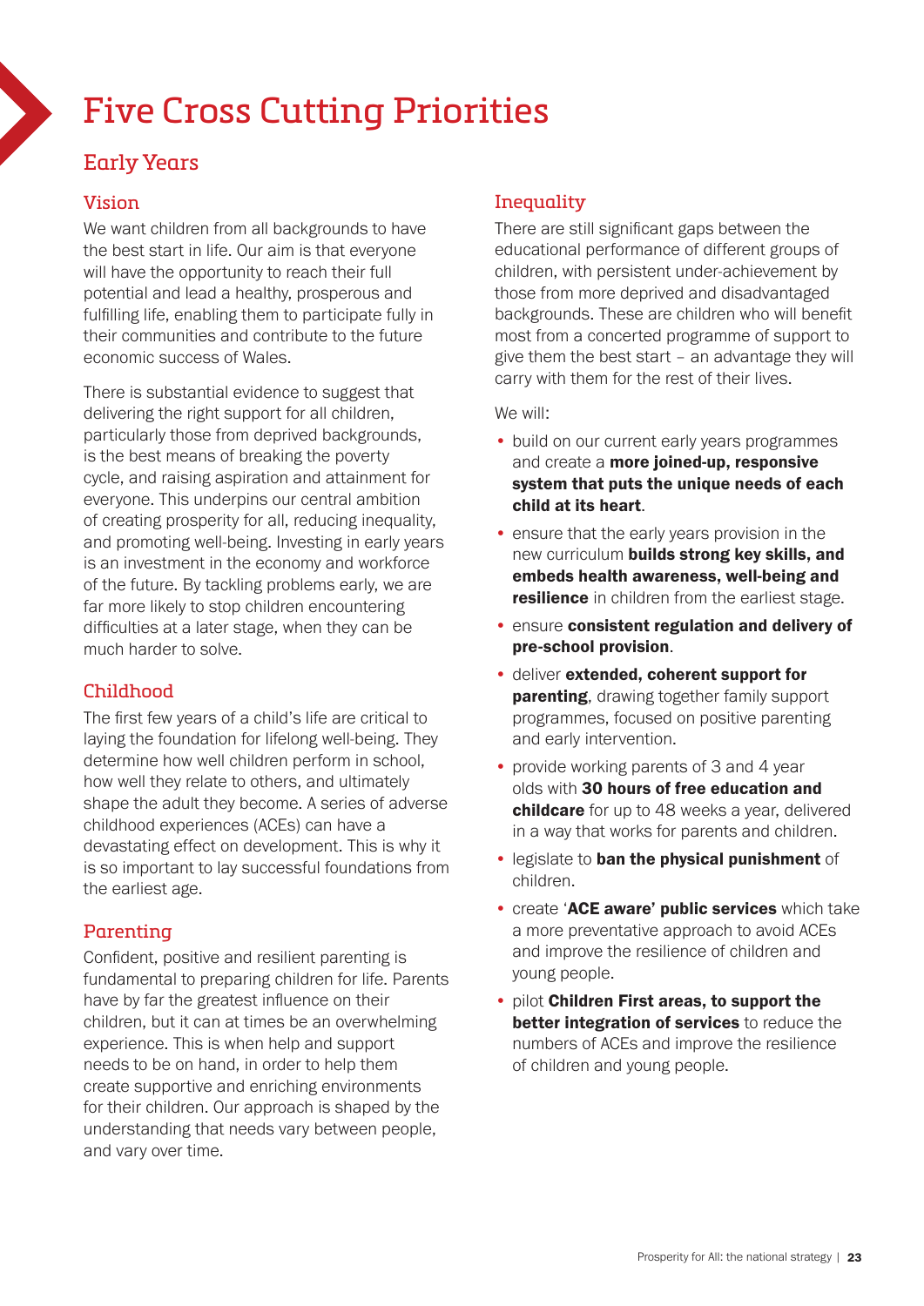# Five Cross Cutting Priorities

## Early Years

### Vision

We want children from all backgrounds to have the best start in life. Our aim is that everyone will have the opportunity to reach their full potential and lead a healthy, prosperous and fulfilling life, enabling them to participate fully in their communities and contribute to the future economic success of Wales.

There is substantial evidence to suggest that delivering the right support for all children, particularly those from deprived backgrounds, is the best means of breaking the poverty cycle, and raising aspiration and attainment for everyone. This underpins our central ambition of creating prosperity for all, reducing inequality, and promoting well-being. Investing in early years is an investment in the economy and workforce of the future. By tackling problems early, we are far more likely to stop children encountering difficulties at a later stage, when they can be much harder to solve.

### Childhood

The first few years of a child's life are critical to laying the foundation for lifelong well-being. They determine how well children perform in school, how well they relate to others, and ultimately shape the adult they become. A series of adverse childhood experiences (ACEs) can have a devastating effect on development. This is why it is so important to lay successful foundations from the earliest age.

### Parenting

Confident, positive and resilient parenting is fundamental to preparing children for life. Parents have by far the greatest influence on their children, but it can at times be an overwhelming experience. This is when help and support needs to be on hand, in order to help them create supportive and enriching environments for their children. Our approach is shaped by the understanding that needs vary between people, and vary over time.

### Inequality

There are still significant gaps between the educational performance of different groups of children, with persistent under-achievement by those from more deprived and disadvantaged backgrounds. These are children who will benefit most from a concerted programme of support to give them the best start – an advantage they will carry with them for the rest of their lives.

We will:

- build on our current early years programmes and create a **more joined-up, responsive system that puts the unique needs of each child at its heart**.
- ensure that the early years provision in the new curriculum **builds strong key skills, and embeds health awareness, well-being and resilience** in children from the earliest stage.
- ensure **consistent regulation and delivery of pre-school provision**.
- deliver **extended, coherent support for parenting**, drawing together family support programmes, focused on positive parenting and early intervention.
- provide working parents of 3 and 4 year olds with **30 hours of free education and childcare** for up to 48 weeks a year, delivered in a way that works for parents and children.
- legislate to **ban the physical punishment** of children.
- create '**ACE aware' public services** which take a more preventative approach to avoid ACEs and improve the resilience of children and young people.
- pilot **Children First areas, to support the better integration of services** to reduce the numbers of ACEs and improve the resilience of children and young people.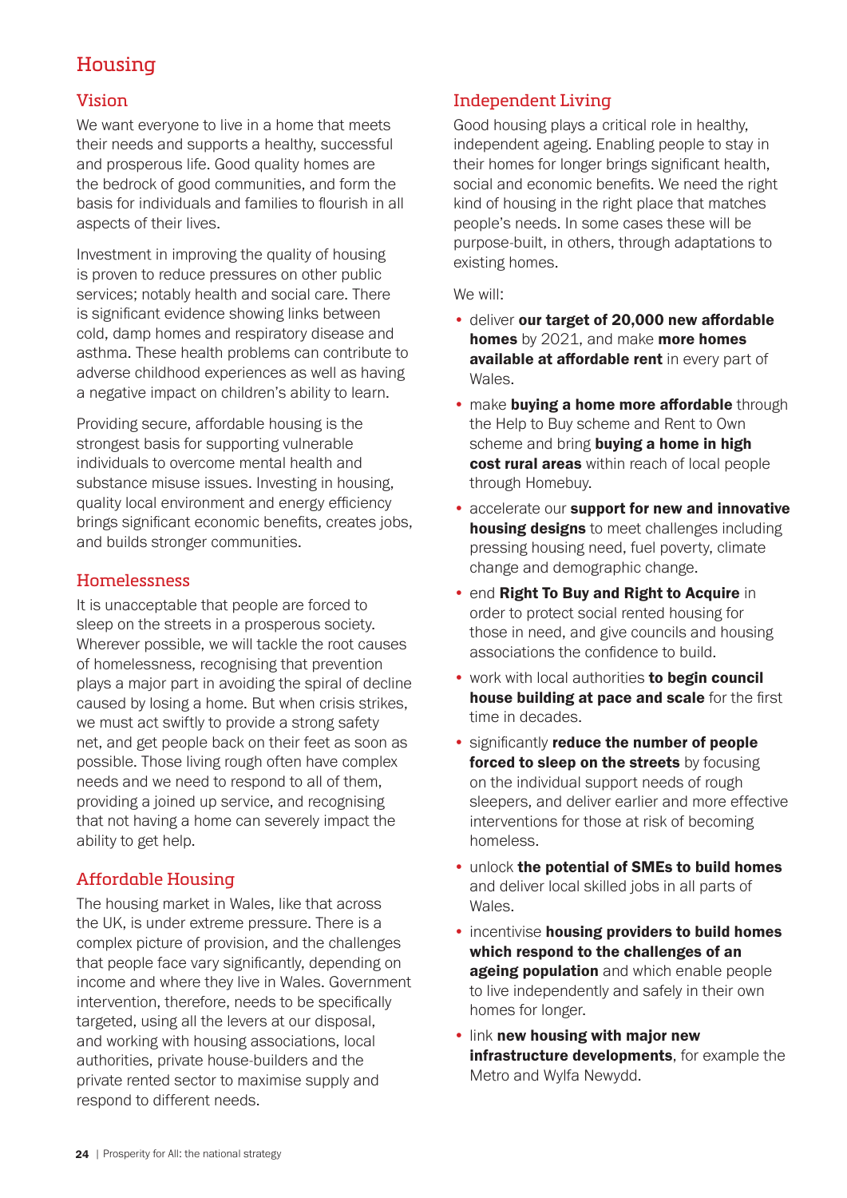# Housing

## Vision

We want everyone to live in a home that meets their needs and supports a healthy, successful and prosperous life. Good quality homes are the bedrock of good communities, and form the basis for individuals and families to flourish in all aspects of their lives.

Investment in improving the quality of housing is proven to reduce pressures on other public services; notably health and social care. There is significant evidence showing links between cold, damp homes and respiratory disease and asthma. These health problems can contribute to adverse childhood experiences as well as having a negative impact on children's ability to learn.

Providing secure, affordable housing is the strongest basis for supporting vulnerable individuals to overcome mental health and substance misuse issues. Investing in housing, quality local environment and energy efficiency brings significant economic benefits, creates jobs, and builds stronger communities.

## Homelessness

It is unacceptable that people are forced to sleep on the streets in a prosperous society. Wherever possible, we will tackle the root causes of homelessness, recognising that prevention plays a major part in avoiding the spiral of decline caused by losing a home. But when crisis strikes, we must act swiftly to provide a strong safety net, and get people back on their feet as soon as possible. Those living rough often have complex needs and we need to respond to all of them, providing a joined up service, and recognising that not having a home can severely impact the ability to get help.

## Affordable Housing

The housing market in Wales, like that across the UK, is under extreme pressure. There is a complex picture of provision, and the challenges that people face vary significantly, depending on income and where they live in Wales. Government intervention, therefore, needs to be specifically targeted, using all the levers at our disposal, and working with housing associations, local authorities, private house-builders and the private rented sector to maximise supply and respond to different needs.

## Independent Living

Good housing plays a critical role in healthy, independent ageing. Enabling people to stay in their homes for longer brings significant health, social and economic benefits. We need the right kind of housing in the right place that matches people's needs. In some cases these will be purpose-built, in others, through adaptations to existing homes.

We will:

- deliver **our target of 20,000 new affordable homes** by 2021, and make **more homes available at affordable rent** in every part of Wales.
- make **buying a home more affordable** through the Help to Buy scheme and Rent to Own scheme and bring **buying a home in high cost rural areas** within reach of local people through Homebuy.
- accelerate our **support for new and innovative housing designs** to meet challenges including pressing housing need, fuel poverty, climate change and demographic change.
- end **Right To Buy and Right to Acquire** in order to protect social rented housing for those in need, and give councils and housing associations the confidence to build.
- work with local authorities **to begin council house building at pace and scale** for the first time in decades.
- significantly **reduce the number of people forced to sleep on the streets** by focusing on the individual support needs of rough sleepers, and deliver earlier and more effective interventions for those at risk of becoming homeless.
- unlock **the potential of SMEs to build homes** and deliver local skilled jobs in all parts of Wales.
- incentivise **housing providers to build homes which respond to the challenges of an ageing population** and which enable people to live independently and safely in their own homes for longer.
- link **new housing with major new infrastructure developments**, for example the Metro and Wylfa Newydd.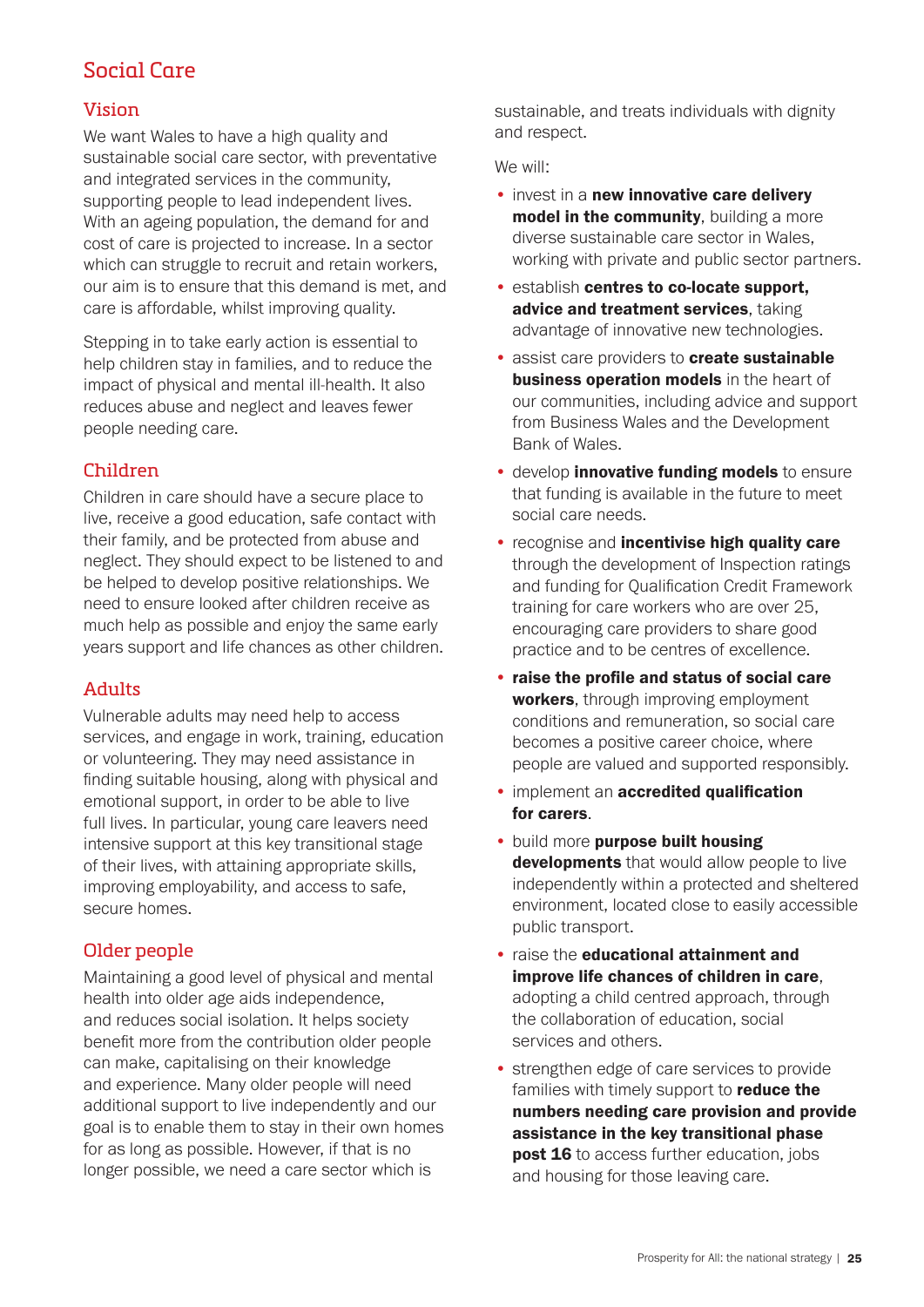# Social Care

## Vision

We want Wales to have a high quality and sustainable social care sector, with preventative and integrated services in the community, supporting people to lead independent lives. With an ageing population, the demand for and cost of care is projected to increase. In a sector which can struggle to recruit and retain workers, our aim is to ensure that this demand is met, and care is affordable, whilst improving quality.

Stepping in to take early action is essential to help children stay in families, and to reduce the impact of physical and mental ill-health. It also reduces abuse and neglect and leaves fewer people needing care.

## Children

Children in care should have a secure place to live, receive a good education, safe contact with their family, and be protected from abuse and neglect. They should expect to be listened to and be helped to develop positive relationships. We need to ensure looked after children receive as much help as possible and enjoy the same early years support and life chances as other children.

## Adults

Vulnerable adults may need help to access services, and engage in work, training, education or volunteering. They may need assistance in finding suitable housing, along with physical and emotional support, in order to be able to live full lives. In particular, young care leavers need intensive support at this key transitional stage of their lives, with attaining appropriate skills, improving employability, and access to safe, secure homes.

## Older people

Maintaining a good level of physical and mental health into older age aids independence, and reduces social isolation. It helps society benefit more from the contribution older people can make, capitalising on their knowledge and experience. Many older people will need additional support to live independently and our goal is to enable them to stay in their own homes for as long as possible. However, if that is no longer possible, we need a care sector which is sustainable, and treats individuals with dignity and respect.

We will:

- invest in a **new innovative care delivery model in the community**, building a more diverse sustainable care sector in Wales, working with private and public sector partners.
- establish **centres to co-locate support, advice and treatment services**, taking advantage of innovative new technologies.
- assist care providers to **create sustainable business operation models** in the heart of our communities, including advice and support from Business Wales and the Development Bank of Wales.
- develop **innovative funding models** to ensure that funding is available in the future to meet social care needs.
- recognise and **incentivise high quality care** through the development of Inspection ratings and funding for Qualification Credit Framework training for care workers who are over 25, encouraging care providers to share good practice and to be centres of excellence.
- **raise the profile and status of social care workers**, through improving employment conditions and remuneration, so social care becomes a positive career choice, where people are valued and supported responsibly.
- implement an **accredited qualification for carers**.
- build more **purpose built housing developments** that would allow people to live independently within a protected and sheltered environment, located close to easily accessible public transport.
- raise the **educational attainment and improve life chances of children in care**, adopting a child centred approach, through the collaboration of education, social services and others.
- strengthen edge of care services to provide families with timely support to **reduce the numbers needing care provision and provide assistance in the key transitional phase post 16** to access further education, jobs and housing for those leaving care.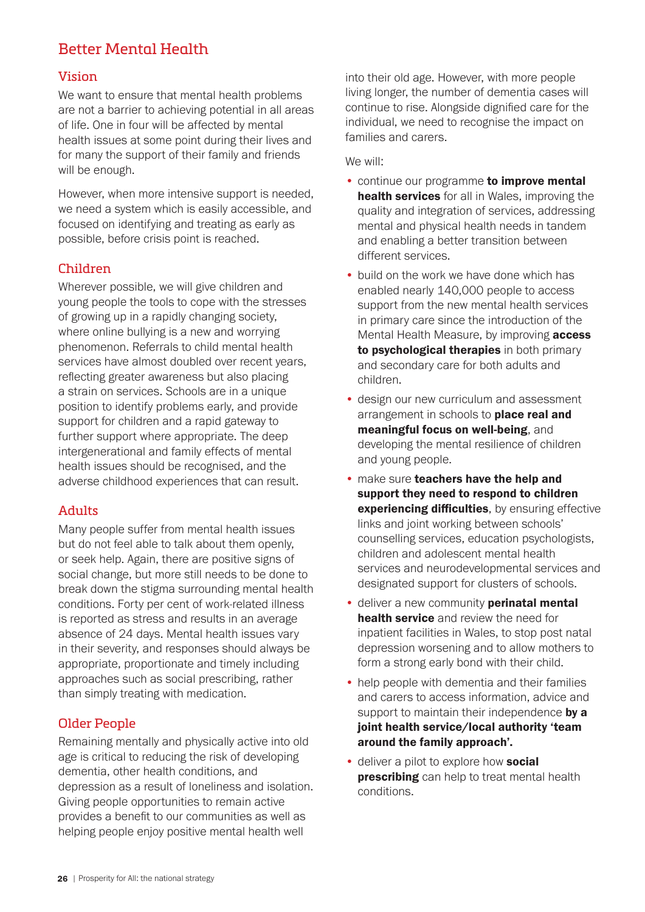# Better Mental Health

## Vision

We want to ensure that mental health problems are not a barrier to achieving potential in all areas of life. One in four will be affected by mental health issues at some point during their lives and for many the support of their family and friends will be enough.

However, when more intensive support is needed, we need a system which is easily accessible, and focused on identifying and treating as early as possible, before crisis point is reached.

## Children

Wherever possible, we will give children and young people the tools to cope with the stresses of growing up in a rapidly changing society, where online bullying is a new and worrying phenomenon. Referrals to child mental health services have almost doubled over recent years, reflecting greater awareness but also placing a strain on services. Schools are in a unique position to identify problems early, and provide support for children and a rapid gateway to further support where appropriate. The deep intergenerational and family effects of mental health issues should be recognised, and the adverse childhood experiences that can result.

## Adults

Many people suffer from mental health issues but do not feel able to talk about them openly, or seek help. Again, there are positive signs of social change, but more still needs to be done to break down the stigma surrounding mental health conditions. Forty per cent of work-related illness is reported as stress and results in an average absence of 24 days. Mental health issues vary in their severity, and responses should always be appropriate, proportionate and timely including approaches such as social prescribing, rather than simply treating with medication.

## Older People

Remaining mentally and physically active into old age is critical to reducing the risk of developing dementia, other health conditions, and depression as a result of loneliness and isolation. Giving people opportunities to remain active provides a benefit to our communities as well as helping people enjoy positive mental health well into their old age. However, with more people living longer, the number of dementia cases will continue to rise. Alongside dignified care for the individual, we need to recognise the impact on families and carers.

We will:

- continue our programme **to improve mental health services** for all in Wales, improving the quality and integration of services, addressing mental and physical health needs in tandem and enabling a better transition between different services.
- build on the work we have done which has enabled nearly 140,000 people to access support from the new mental health services in primary care since the introduction of the Mental Health Measure, by improving **access to psychological therapies** in both primary and secondary care for both adults and children.
- design our new curriculum and assessment arrangement in schools to **place real and meaningful focus on well-being**, and developing the mental resilience of children and young people.
- make sure **teachers have the help and support they need to respond to children experiencing difficulties**, by ensuring effective links and joint working between schools' counselling services, education psychologists, children and adolescent mental health services and neurodevelopmental services and designated support for clusters of schools.
- deliver a new community **perinatal mental health service** and review the need for inpatient facilities in Wales, to stop post natal depression worsening and to allow mothers to form a strong early bond with their child.
- help people with dementia and their families and carers to access information, advice and support to maintain their independence **by a joint health service/local authority 'team around the family approach'.**
- deliver a pilot to explore how **social prescribing** can help to treat mental health conditions.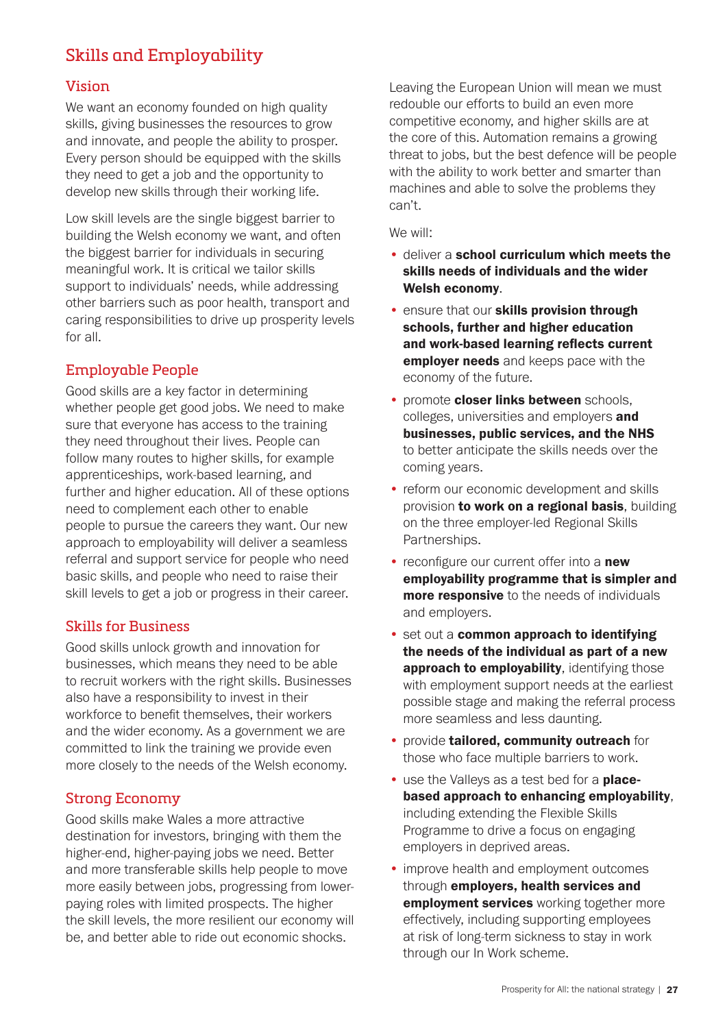# Skills and Employability

## Vision

We want an economy founded on high quality skills, giving businesses the resources to grow and innovate, and people the ability to prosper. Every person should be equipped with the skills they need to get a job and the opportunity to develop new skills through their working life.

Low skill levels are the single biggest barrier to building the Welsh economy we want, and often the biggest barrier for individuals in securing meaningful work. It is critical we tailor skills support to individuals' needs, while addressing other barriers such as poor health, transport and caring responsibilities to drive up prosperity levels for all.

## Employable People

Good skills are a key factor in determining whether people get good jobs. We need to make sure that everyone has access to the training they need throughout their lives. People can follow many routes to higher skills, for example apprenticeships, work-based learning, and further and higher education. All of these options need to complement each other to enable people to pursue the careers they want. Our new approach to employability will deliver a seamless referral and support service for people who need basic skills, and people who need to raise their skill levels to get a job or progress in their career.

## Skills for Business

Good skills unlock growth and innovation for businesses, which means they need to be able to recruit workers with the right skills. Businesses also have a responsibility to invest in their workforce to benefit themselves, their workers and the wider economy. As a government we are committed to link the training we provide even more closely to the needs of the Welsh economy.

## Strong Economy

Good skills make Wales a more attractive destination for investors, bringing with them the higher-end, higher-paying jobs we need. Better and more transferable skills help people to move more easily between jobs, progressing from lower-paying roles with limited prospects. The higher the skill levels, the more resilient our economy will be, and better able to ride out economic shocks.

Leaving the European Union will mean we must redouble our efforts to build an even more competitive economy, and higher skills are at the core of this. Automation remains a growing threat to jobs, but the best defence will be people with the ability to work better and smarter than machines and able to solve the problems they can't.

We will:

- deliver a **school curriculum which meets the skills needs of individuals and the wider Welsh economy**.
- ensure that our **skills provision through schools, further and higher education and work-based learning reflects current employer needs** and keeps pace with the economy of the future.
- promote **closer links between** schools, colleges, universities and employers **and businesses, public services, and the NHS** to better anticipate the skills needs over the coming years.
- reform our economic development and skills provision **to work on a regional basis**, building on the three employer-led Regional Skills Partnerships.
- reconfigure our current offer into a **new employability programme that is simpler and more responsive** to the needs of individuals and employers.
- set out a **common approach to identifying the needs of the individual as part of a new approach to employability**, identifying those with employment support needs at the earliest possible stage and making the referral process more seamless and less daunting.
- provide **tailored, community outreach** for those who face multiple barriers to work.
- use the Valleys as a test bed for a **place-based approach to enhancing employability**, including extending the Flexible Skills Programme to drive a focus on engaging employers in deprived areas.
- improve health and employment outcomes through **employers, health services and employment services** working together more effectively, including supporting employees at risk of long-term sickness to stay in work through our In Work scheme.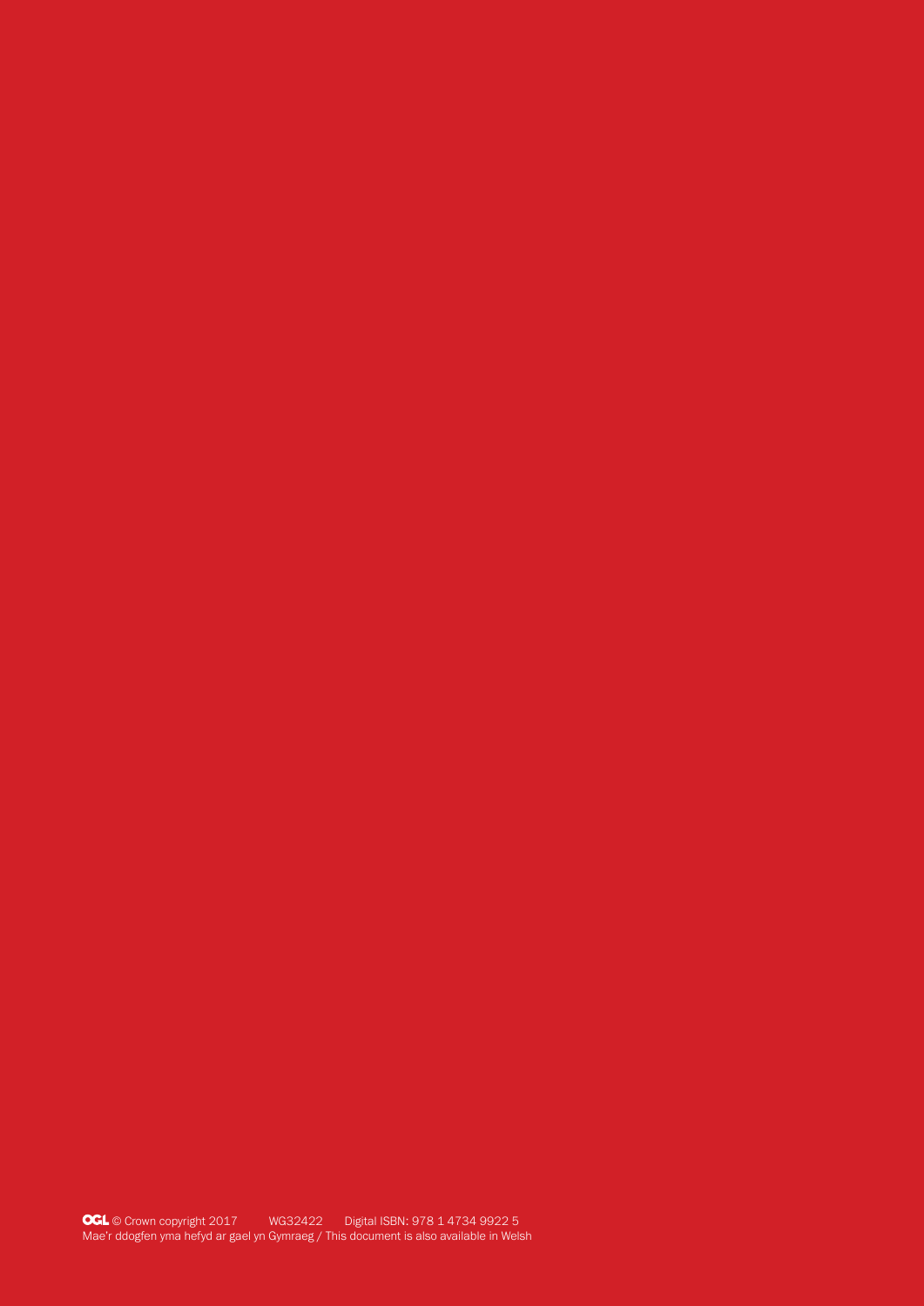OGL © Crown copyright 2017 WG32422 Digital ISBN: 978 1 4734 9922 5

Mae'r ddogfen yma hefyd ar gael yn Gymraeg / This document is also available in Welsh